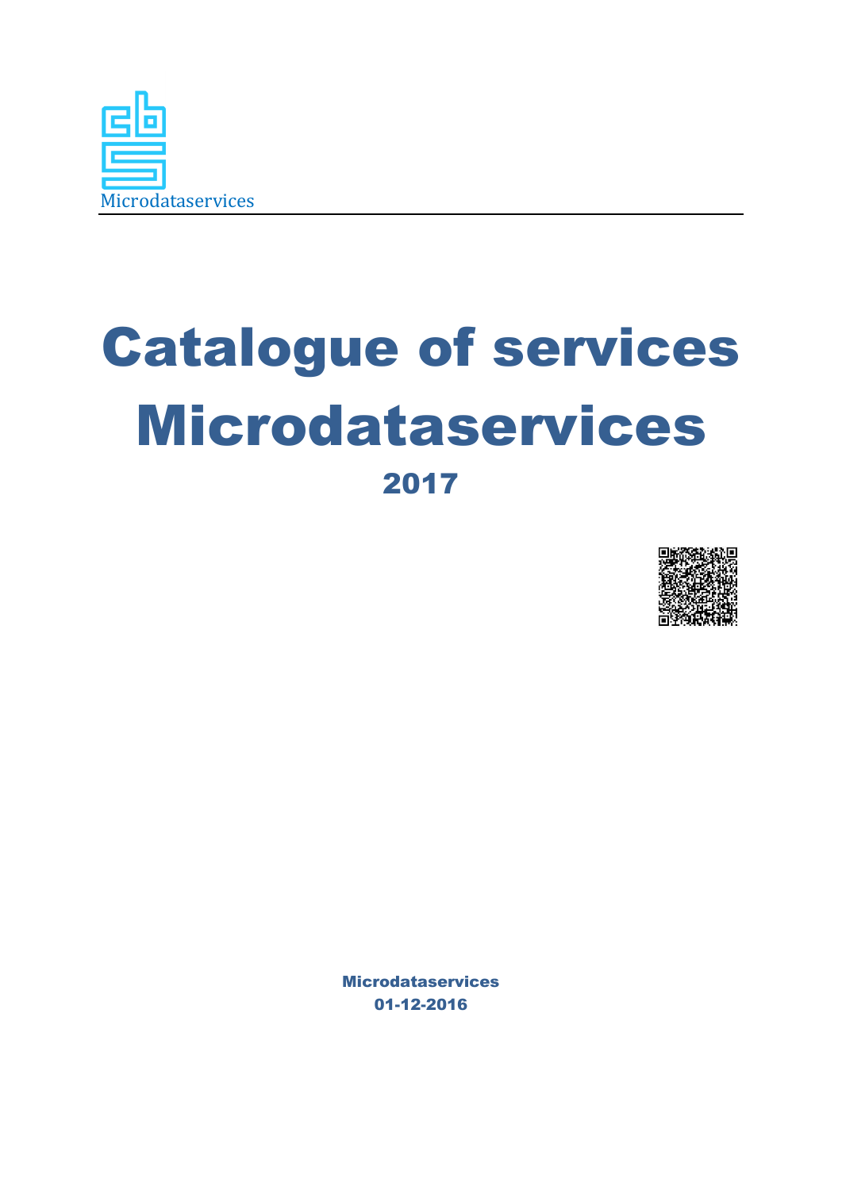Microdataservices

# Catalogue of services Microdataservices

## 2017

Microdataservices
01-12-2016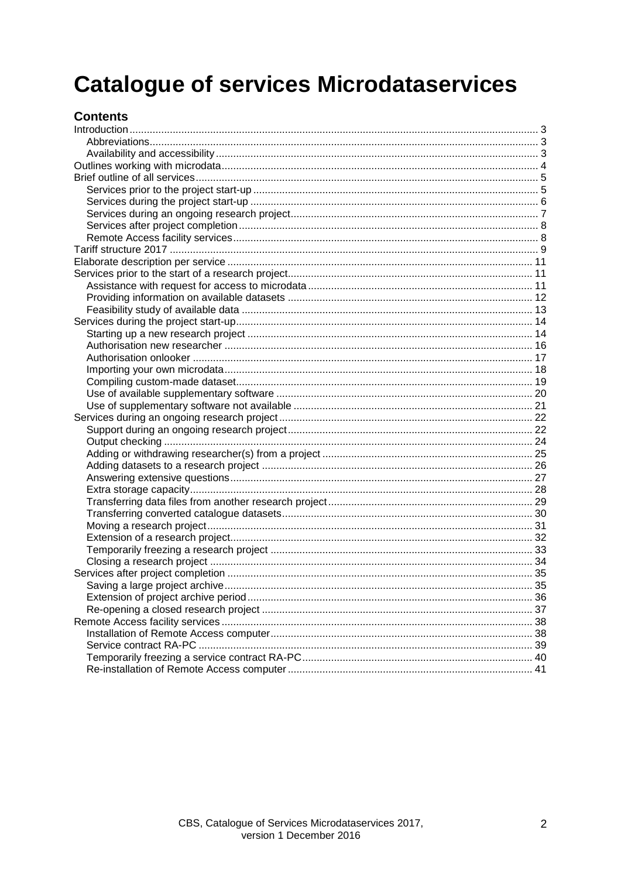# Catalogue of services Microdataservices

## Contents

- Introduction ... 3
  - Abbreviations ... 3
  - Availability and accessibility ... 3
- Outlines working with microdata ... 4
- Brief outline of all services ... 5
  - Services prior to the project start-up ... 5
  - Services during the project start-up ... 6
  - Services during an ongoing research project ... 7
  - Services after project completion ... 8
  - Remote Access facility services ... 8
- Tariff structure 2017 ... 9
- Elaborate description per service ... 11
- Services prior to the start of a research project ... 11
  - Assistance with request for access to microdata ... 11
  - Providing information on available datasets ... 12
  - Feasibility study of available data ... 13
- Services during the project start-up ... 14
  - Starting up a new research project ... 14
  - Authorisation new researcher ... 16
  - Authorisation onlooker ... 17
  - Importing your own microdata ... 18
  - Compiling custom-made dataset ... 19
  - Use of available supplementary software ... 20
  - Use of supplementary software not available ... 21
- Services during an ongoing research project ... 22
  - Support during an ongoing research project ... 22
  - Output checking ... 24
  - Adding or withdrawing researcher(s) from a project ... 25
  - Adding datasets to a research project ... 26
  - Answering extensive questions ... 27
  - Extra storage capacity ... 28
  - Transferring data files from another research project ... 29
  - Transferring converted catalogue datasets ... 30
  - Moving a research project ... 31
  - Extension of a research project ... 32
  - Temporarily freezing a research project ... 33
  - Closing a research project ... 34
- Services after project completion ... 35
  - Saving a large project archive ... 35
  - Extension of project archive period ... 36
  - Re-opening a closed research project ... 37
- Remote Access facility services ... 38
  - Installation of Remote Access computer ... 38
  - Service contract RA-PC ... 39
  - Temporarily freezing a service contract RA-PC ... 40
  - Re-installation of Remote Access computer ... 41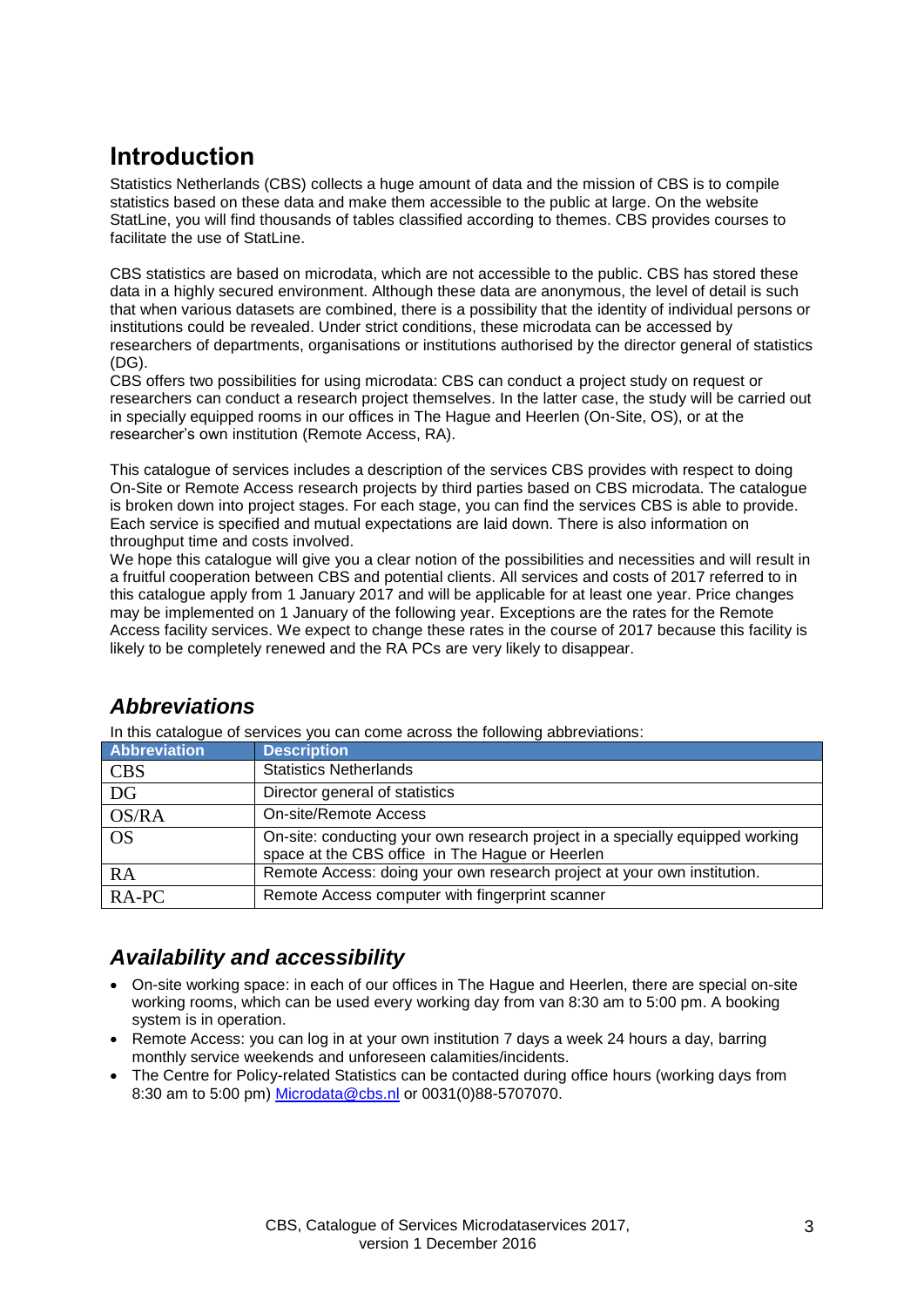# Introduction

Statistics Netherlands (CBS) collects a huge amount of data and the mission of CBS is to compile statistics based on these data and make them accessible to the public at large. On the website StatLine, you will find thousands of tables classified according to themes. CBS provides courses to facilitate the use of StatLine.

CBS statistics are based on microdata, which are not accessible to the public. CBS has stored these data in a highly secured environment. Although these data are anonymous, the level of detail is such that when various datasets are combined, there is a possibility that the identity of individual persons or institutions could be revealed. Under strict conditions, these microdata can be accessed by researchers of departments, organisations or institutions authorised by the director general of statistics (DG).
CBS offers two possibilities for using microdata: CBS can conduct a project study on request or researchers can conduct a research project themselves. In the latter case, the study will be carried out in specially equipped rooms in our offices in The Hague and Heerlen (On-Site, OS), or at the researcher's own institution (Remote Access, RA).

This catalogue of services includes a description of the services CBS provides with respect to doing On-Site or Remote Access research projects by third parties based on CBS microdata. The catalogue is broken down into project stages. For each stage, you can find the services CBS is able to provide. Each service is specified and mutual expectations are laid down. There is also information on throughput time and costs involved.
We hope this catalogue will give you a clear notion of the possibilities and necessities and will result in a fruitful cooperation between CBS and potential clients. All services and costs of 2017 referred to in this catalogue apply from 1 January 2017 and will be applicable for at least one year. Price changes may be implemented on 1 January of the following year. Exceptions are the rates for the Remote Access facility services. We expect to change these rates in the course of 2017 because this facility is likely to be completely renewed and the RA PCs are very likely to disappear.

## *Abbreviations*

In this catalogue of services you can come across the following abbreviations:

| Abbreviation | Description |
|---|---|
| CBS | Statistics Netherlands |
| DG | Director general of statistics |
| OS/RA | On-site/Remote Access |
| OS | On-site: conducting your own research project in a specially equipped working space at the CBS office in The Hague or Heerlen |
| RA | Remote Access: doing your own research project at your own institution. |
| RA-PC | Remote Access computer with fingerprint scanner |

## *Availability and accessibility*

- On-site working space: in each of our offices in The Hague and Heerlen, there are special on-site working rooms, which can be used every working day from van 8:30 am to 5:00 pm. A booking system is in operation.
- Remote Access: you can log in at your own institution 7 days a week 24 hours a day, barring monthly service weekends and unforeseen calamities/incidents.
- The Centre for Policy-related Statistics can be contacted during office hours (working days from 8:30 am to 5:00 pm) Microdata@cbs.nl or 0031(0)88-5707070.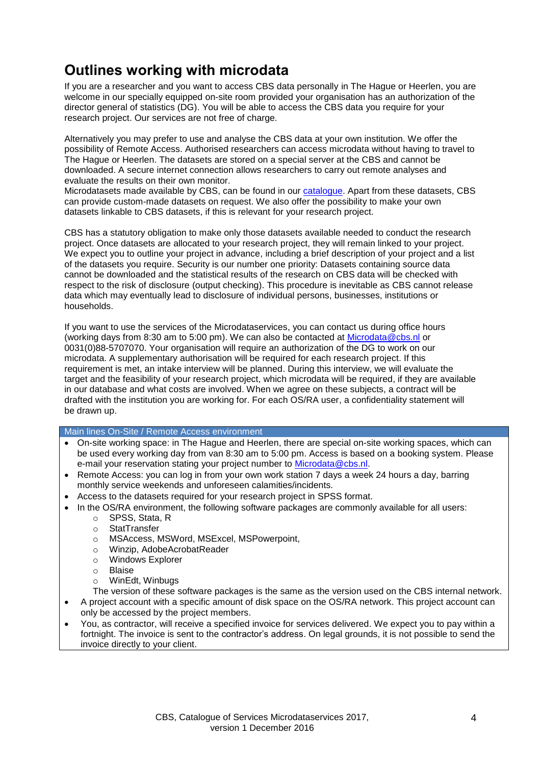# Outlines working with microdata

If you are a researcher and you want to access CBS data personally in The Hague or Heerlen, you are welcome in our specially equipped on-site room provided your organisation has an authorization of the director general of statistics (DG). You will be able to access the CBS data you require for your research project. Our services are not free of charge.

Alternatively you may prefer to use and analyse the CBS data at your own institution. We offer the possibility of Remote Access. Authorised researchers can access microdata without having to travel to The Hague or Heerlen. The datasets are stored on a special server at the CBS and cannot be downloaded. A secure internet connection allows researchers to carry out remote analyses and evaluate the results on their own monitor.
Microdatasets made available by CBS, can be found in our catalogue. Apart from these datasets, CBS can provide custom-made datasets on request. We also offer the possibility to make your own datasets linkable to CBS datasets, if this is relevant for your research project.

CBS has a statutory obligation to make only those datasets available needed to conduct the research project. Once datasets are allocated to your research project, they will remain linked to your project. We expect you to outline your project in advance, including a brief description of your project and a list of the datasets you require. Security is our number one priority: Datasets containing source data cannot be downloaded and the statistical results of the research on CBS data will be checked with respect to the risk of disclosure (output checking). This procedure is inevitable as CBS cannot release data which may eventually lead to disclosure of individual persons, businesses, institutions or households.

If you want to use the services of the Microdataservices, you can contact us during office hours (working days from 8:30 am to 5:00 pm). We can also be contacted at Microdata@cbs.nl or 0031(0)88-5707070. Your organisation will require an authorization of the DG to work on our microdata. A supplementary authorisation will be required for each research project. If this requirement is met, an intake interview will be planned. During this interview, we will evaluate the target and the feasibility of your research project, which microdata will be required, if they are available in our database and what costs are involved. When we agree on these subjects, a contract will be drafted with the institution you are working for. For each OS/RA user, a confidentiality statement will be drawn up.

**Main lines On-Site / Remote Access environment**

- On-site working space: in The Hague and Heerlen, there are special on-site working spaces, which can be used every working day from van 8:30 am to 5:00 pm. Access is based on a booking system. Please e-mail your reservation stating your project number to Microdata@cbs.nl.
- Remote Access: you can log in from your own work station 7 days a week 24 hours a day, barring monthly service weekends and unforeseen calamities/incidents.
- Access to the datasets required for your research project in SPSS format.
- In the OS/RA environment, the following software packages are commonly available for all users:
    - SPSS, Stata, R
    - StatTransfer
    - MSAccess, MSWord, MSExcel, MSPowerpoint,
    - Winzip, AdobeAcrobatReader
    - Windows Explorer
    - Blaise
    - WinEdt, Winbugs

  The version of these software packages is the same as the version used on the CBS internal network.
- A project account with a specific amount of disk space on the OS/RA network. This project account can only be accessed by the project members.
- You, as contractor, will receive a specified invoice for services delivered. We expect you to pay within a fortnight. The invoice is sent to the contractor's address. On legal grounds, it is not possible to send the invoice directly to your client.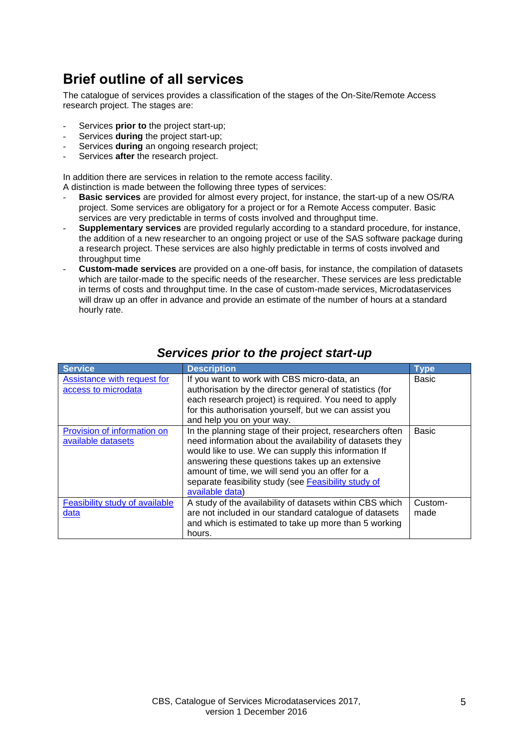## Brief outline of all services

The catalogue of services provides a classification of the stages of the On-Site/Remote Access research project. The stages are:

- Services **prior to** the project start-up;
- Services **during** the project start-up;
- Services **during** an ongoing research project;
- Services **after** the research project.

In addition there are services in relation to the remote access facility.
A distinction is made between the following three types of services:

- **Basic services** are provided for almost every project, for instance, the start-up of a new OS/RA project. Some services are obligatory for a project or for a Remote Access computer. Basic services are very predictable in terms of costs involved and throughput time.
- **Supplementary services** are provided regularly according to a standard procedure, for instance, the addition of a new researcher to an ongoing project or use of the SAS software package during a research project. These services are also highly predictable in terms of costs involved and throughput time
- **Custom-made services** are provided on a one-off basis, for instance, the compilation of datasets which are tailor-made to the specific needs of the researcher. These services are less predictable in terms of costs and throughput time. In the case of custom-made services, Microdataservices will draw up an offer in advance and provide an estimate of the number of hours at a standard hourly rate.

### *Services prior to the project start-up*

| Service | Description | Type |
| --- | --- | --- |
| Assistance with request for access to microdata | If you want to work with CBS micro-data, an authorisation by the director general of statistics (for each research project) is required. You need to apply for this authorisation yourself, but we can assist you and help you on your way. | Basic |
| Provision of information on available datasets | In the planning stage of their project, researchers often need information about the availability of datasets they would like to use. We can supply this information If answering these questions takes up an extensive amount of time, we will send you an offer for a separate feasibility study (see Feasibility study of available data) | Basic |
| Feasibility study of available data | A study of the availability of datasets within CBS which are not included in our standard catalogue of datasets and which is estimated to take up more than 5 working hours. | Custom-made |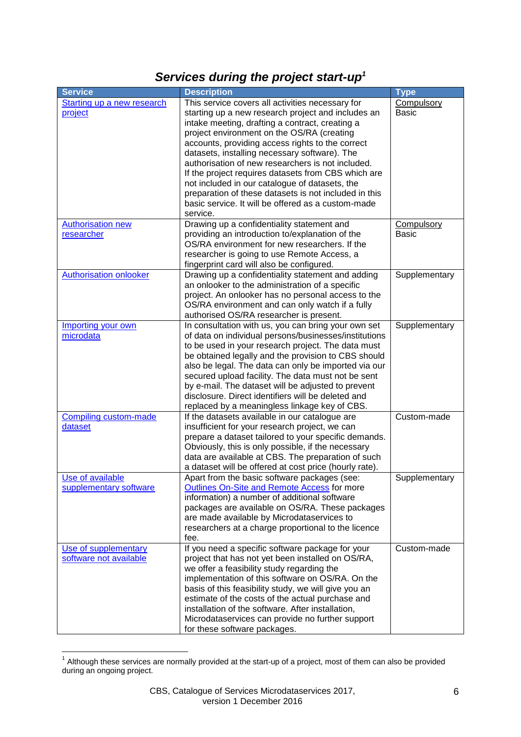## *Services during the project start-up*[1]

| Service | Description | Type |
|---|---|---|
| Starting up a new research project | This service covers all activities necessary for starting up a new research project and includes an intake meeting, drafting a contract, creating a project environment on the OS/RA (creating accounts, providing access rights to the correct datasets, installing necessary software). The authorisation of new researchers is not included. If the project requires datasets from CBS which are not included in our catalogue of datasets, the preparation of these datasets is not included in this basic service. It will be offered as a custom-made service. | Compulsory Basic |
| Authorisation new researcher | Drawing up a confidentiality statement and providing an introduction to/explanation of the OS/RA environment for new researchers. If the researcher is going to use Remote Access, a fingerprint card will also be configured. | Compulsory Basic |
| Authorisation onlooker | Drawing up a confidentiality statement and adding an onlooker to the administration of a specific project. An onlooker has no personal access to the OS/RA environment and can only watch if a fully authorised OS/RA researcher is present. | Supplementary |
| Importing your own microdata | In consultation with us, you can bring your own set of data on individual persons/businesses/institutions to be used in your research project. The data must be obtained legally and the provision to CBS should also be legal. The data can only be imported via our secured upload facility. The data must not be sent by e-mail. The dataset will be adjusted to prevent disclosure. Direct identifiers will be deleted and replaced by a meaningless linkage key of CBS. | Supplementary |
| Compiling custom-made dataset | If the datasets available in our catalogue are insufficient for your research project, we can prepare a dataset tailored to your specific demands. Obviously, this is only possible, if the necessary data are available at CBS. The preparation of such a dataset will be offered at cost price (hourly rate). | Custom-made |
| Use of available supplementary software | Apart from the basic software packages (see: Outlines On-Site and Remote Access for more information) a number of additional software packages are available on OS/RA. These packages are made available by Microdataservices to researchers at a charge proportional to the licence fee. | Supplementary |
| Use of supplementary software not available | If you need a specific software package for your project that has not yet been installed on OS/RA, we offer a feasibility study regarding the implementation of this software on OS/RA. On the basis of this feasibility study, we will give you an estimate of the costs of the actual purchase and installation of the software. After installation, Microdataservices can provide no further support for these software packages. | Custom-made |

[1] Although these services are normally provided at the start-up of a project, most of them can also be provided during an ongoing project.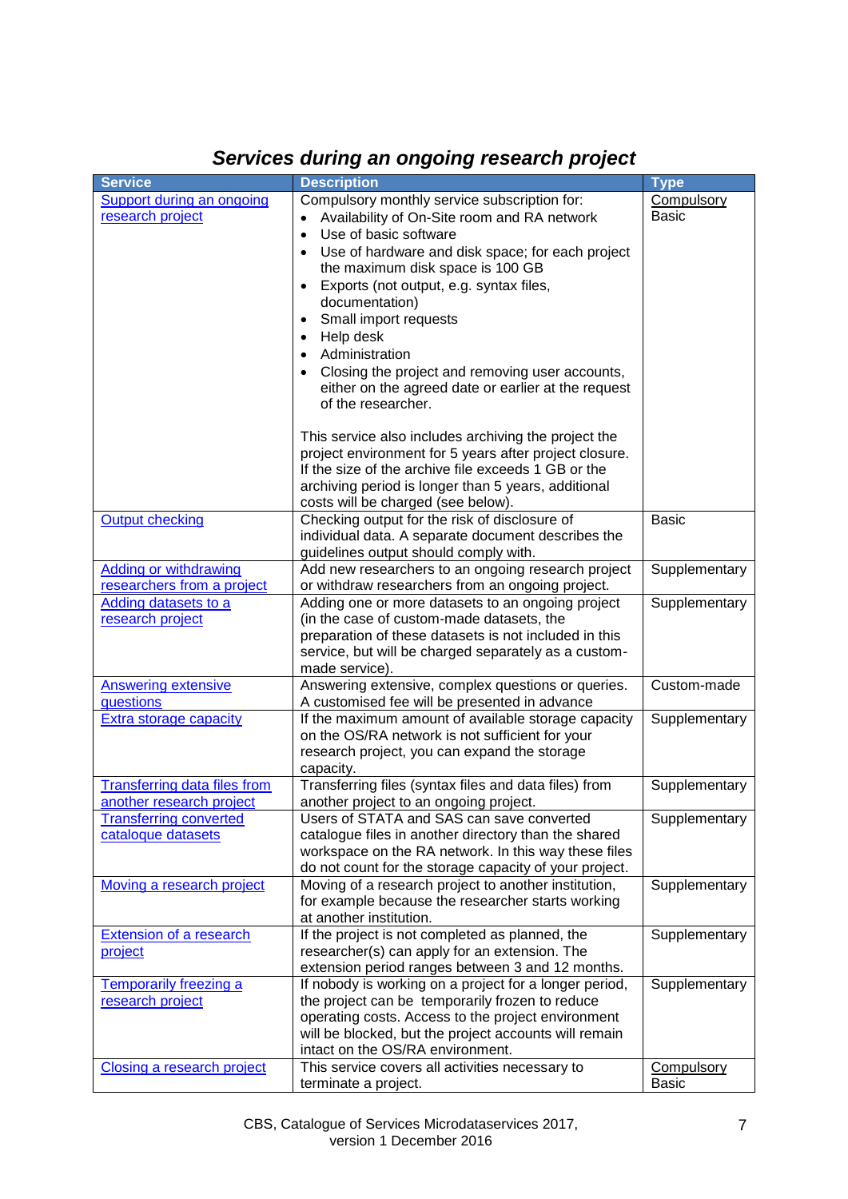## *Services during an ongoing research project*

| Service | Description | Type |
| --- | --- | --- |
| Support during an ongoing research project | Compulsory monthly service subscription for:<br>• Availability of On-Site room and RA network<br>• Use of basic software<br>• Use of hardware and disk space; for each project the maximum disk space is 100 GB<br>• Exports (not output, e.g. syntax files, documentation)<br>• Small import requests<br>• Help desk<br>• Administration<br>• Closing the project and removing user accounts, either on the agreed date or earlier at the request of the researcher.<br><br>This service also includes archiving the project the project environment for 5 years after project closure. If the size of the archive file exceeds 1 GB or the archiving period is longer than 5 years, additional costs will be charged (see below). | Compulsory Basic |
| Output checking | Checking output for the risk of disclosure of individual data. A separate document describes the guidelines output should comply with. | Basic |
| Adding or withdrawing researchers from a project | Add new researchers to an ongoing research project or withdraw researchers from an ongoing project. | Supplementary |
| Adding datasets to a research project | Adding one or more datasets to an ongoing project (in the case of custom-made datasets, the preparation of these datasets is not included in this service, but will be charged separately as a custom-made service). | Supplementary |
| Answering extensive questions | Answering extensive, complex questions or queries. A customised fee will be presented in advance | Custom-made |
| Extra storage capacity | If the maximum amount of available storage capacity on the OS/RA network is not sufficient for your research project, you can expand the storage capacity. | Supplementary |
| Transferring data files from another research project | Transferring files (syntax files and data files) from another project to an ongoing project. | Supplementary |
| Transferring converted catalogue datasets | Users of STATA and SAS can save converted catalogue files in another directory than the shared workspace on the RA network. In this way these files do not count for the storage capacity of your project. | Supplementary |
| Moving a research project | Moving of a research project to another institution, for example because the researcher starts working at another institution. | Supplementary |
| Extension of a research project | If the project is not completed as planned, the researcher(s) can apply for an extension. The extension period ranges between 3 and 12 months. | Supplementary |
| Temporarily freezing a research project | If nobody is working on a project for a longer period, the project can be temporarily frozen to reduce operating costs. Access to the project environment will be blocked, but the project accounts will remain intact on the OS/RA environment. | Supplementary |
| Closing a research project | This service covers all activities necessary to terminate a project. | Compulsory Basic |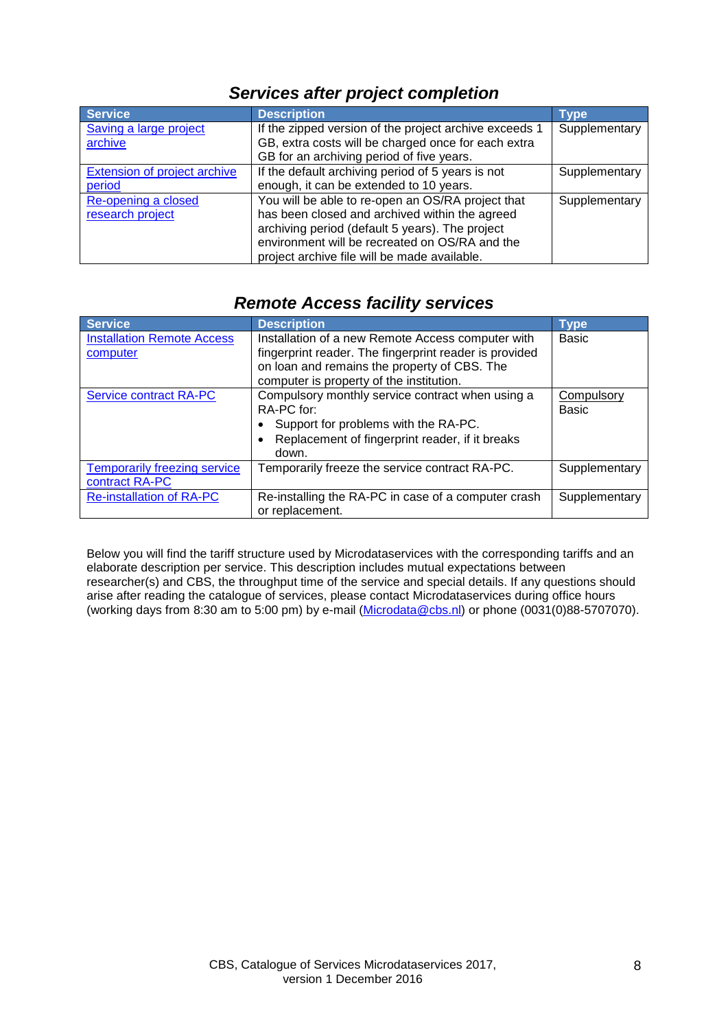## *Services after project completion*

| Service | Description | Type |
|---|---|---|
| Saving a large project archive | If the zipped version of the project archive exceeds 1 GB, extra costs will be charged once for each extra GB for an archiving period of five years. | Supplementary |
| Extension of project archive period | If the default archiving period of 5 years is not enough, it can be extended to 10 years. | Supplementary |
| Re-opening a closed research project | You will be able to re-open an OS/RA project that has been closed and archived within the agreed archiving period (default 5 years). The project environment will be recreated on OS/RA and the project archive file will be made available. | Supplementary |

## *Remote Access facility services*

| Service | Description | Type |
|---|---|---|
| Installation Remote Access computer | Installation of a new Remote Access computer with fingerprint reader. The fingerprint reader is provided on loan and remains the property of CBS. The computer is property of the institution. | Basic |
| Service contract RA-PC | Compulsory monthly service contract when using a RA-PC for:<br>• Support for problems with the RA-PC.<br>• Replacement of fingerprint reader, if it breaks down. | Compulsory Basic |
| Temporarily freezing service contract RA-PC | Temporarily freeze the service contract RA-PC. | Supplementary |
| Re-installation of RA-PC | Re-installing the RA-PC in case of a computer crash or replacement. | Supplementary |

Below you will find the tariff structure used by Microdataservices with the corresponding tariffs and an elaborate description per service. This description includes mutual expectations between researcher(s) and CBS, the throughput time of the service and special details. If any questions should arise after reading the catalogue of services, please contact Microdataservices during office hours (working days from 8:30 am to 5:00 pm) by e-mail (Microdata@cbs.nl) or phone (0031(0)88-5707070).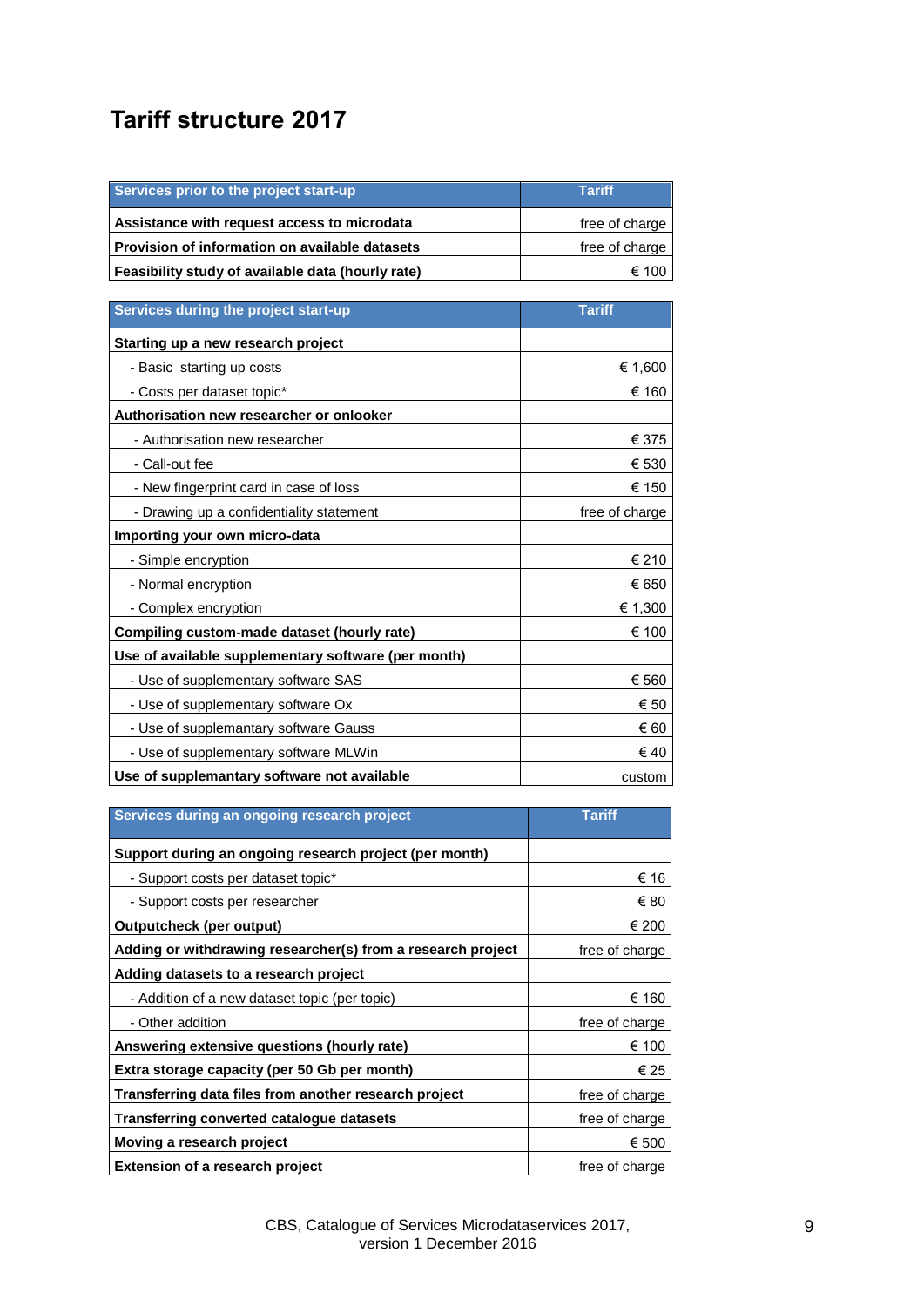# Tariff structure 2017

| Services prior to the project start-up | Tariff |
|---|---|
| **Assistance with request access to microdata** | free of charge |
| **Provision of information on available datasets** | free of charge |
| **Feasibility study of available data (hourly rate)** | € 100 |

| Services during the project start-up | Tariff |
|---|---|
| **Starting up a new research project** | |
| - Basic starting up costs | € 1,600 |
| - Costs per dataset topic* | € 160 |
| **Authorisation new researcher or onlooker** | |
| - Authorisation new researcher | € 375 |
| - Call-out fee | € 530 |
| - New fingerprint card in case of loss | € 150 |
| - Drawing up a confidentiality statement | free of charge |
| **Importing your own micro-data** | |
| - Simple encryption | € 210 |
| - Normal encryption | € 650 |
| - Complex encryption | € 1,300 |
| **Compiling custom-made dataset (hourly rate)** | € 100 |
| **Use of available supplementary software (per month)** | |
| - Use of supplementary software SAS | € 560 |
| - Use of supplementary software Ox | € 50 |
| - Use of supplemantary software Gauss | € 60 |
| - Use of supplemantary software MLWin | € 40 |
| **Use of supplemantary software not available** | custom |

| Services during an ongoing research project | Tariff |
|---|---|
| **Support during an ongoing research project (per month)** | |
| - Support costs per dataset topic* | € 16 |
| - Support costs per researcher | € 80 |
| **Outputcheck (per output)** | € 200 |
| **Adding or withdrawing researcher(s) from a research project** | free of charge |
| **Adding datasets to a research project** | |
| - Addition of a new dataset topic (per topic) | € 160 |
| - Other addition | free of charge |
| **Answering extensive questions (hourly rate)** | € 100 |
| **Extra storage capacity (per 50 Gb per month)** | € 25 |
| **Transferring data files from another research project** | free of charge |
| **Transferring converted catalogue datasets** | free of charge |
| **Moving a research project** | € 500 |
| **Extension of a research project** | free of charge |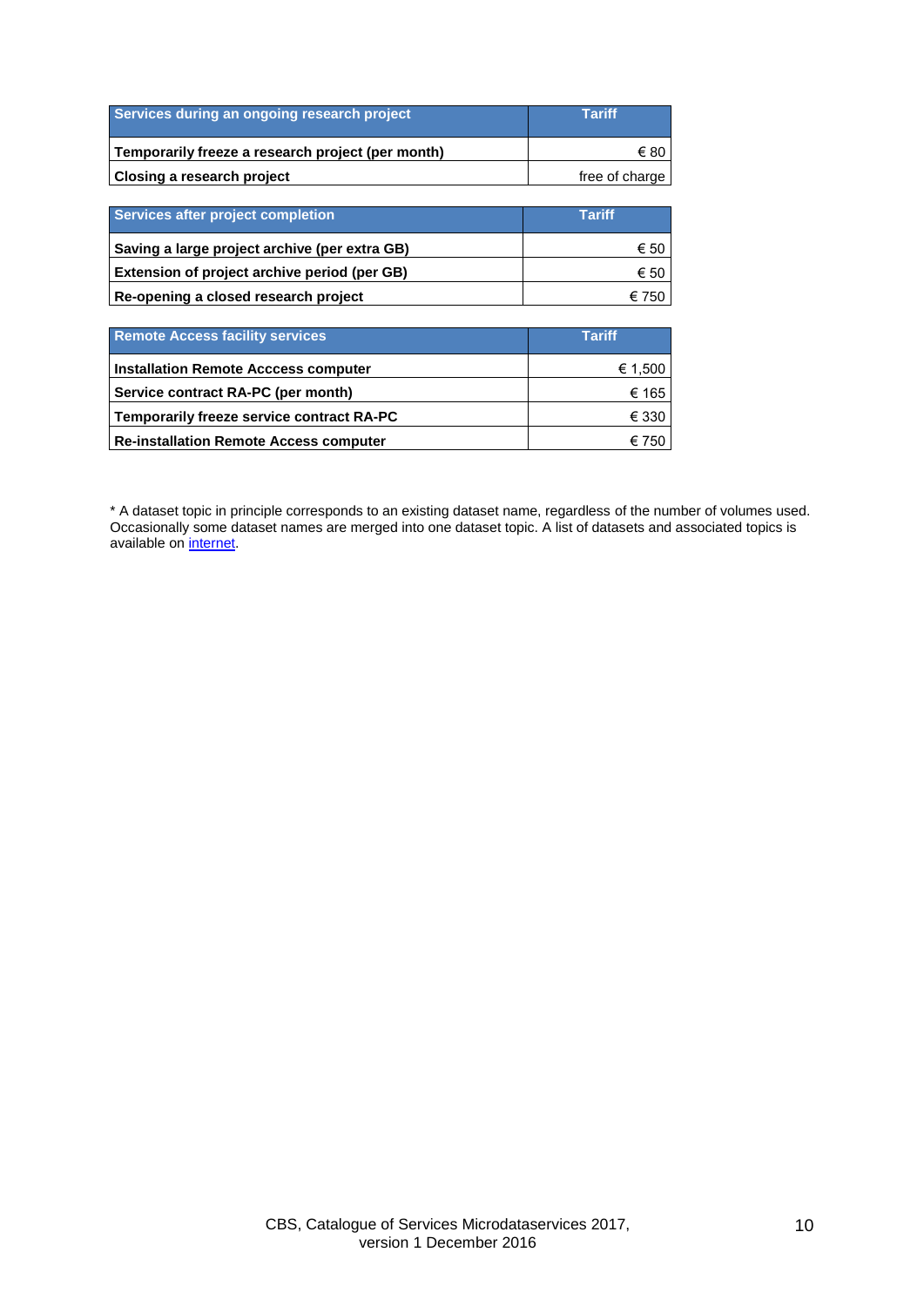| Services during an ongoing research project | Tariff |
| --- | --- |
| **Temporarily freeze a research project (per month)** | € 80 |
| **Closing a research project** | free of charge |

| Services after project completion | Tariff |
| --- | --- |
| **Saving a large project archive (per extra GB)** | € 50 |
| **Extension of project archive period (per GB)** | € 50 |
| **Re-opening a closed research project** | € 750 |

| Remote Access facility services | Tariff |
| --- | --- |
| **Installation Remote Acccess computer** | € 1,500 |
| **Service contract RA-PC (per month)** | € 165 |
| **Temporarily freeze service contract RA-PC** | € 330 |
| **Re-installation Remote Access computer** | € 750 |

* A dataset topic in principle corresponds to an existing dataset name, regardless of the number of volumes used. Occasionally some dataset names are merged into one dataset topic. A list of datasets and associated topics is available on [internet].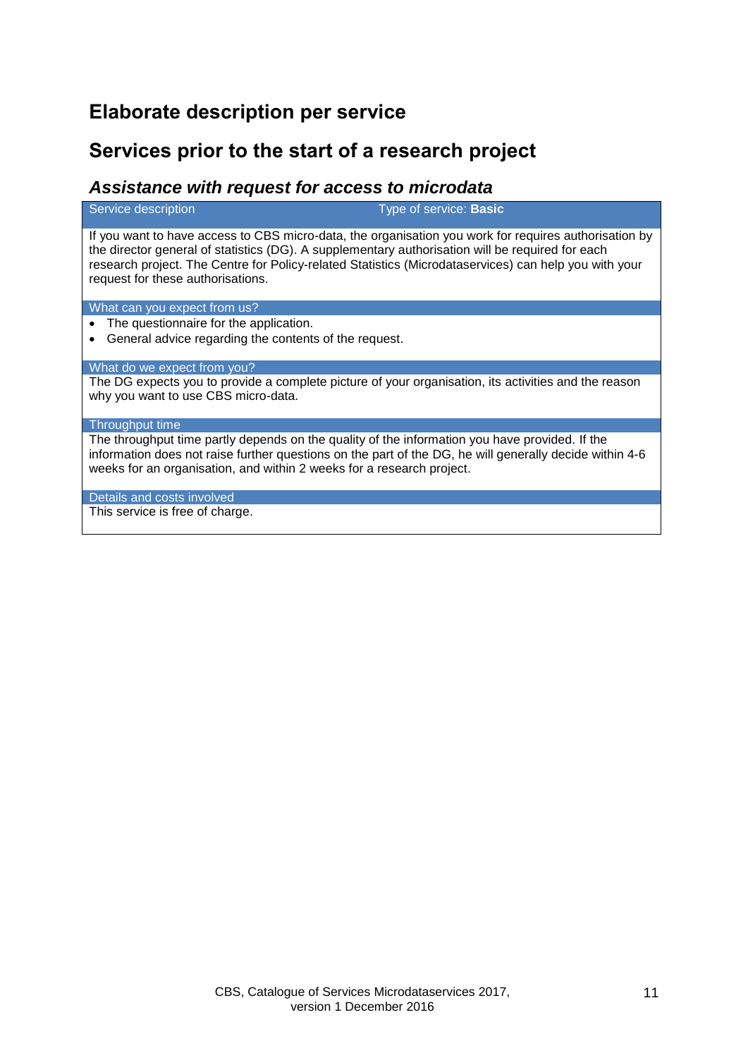# Elaborate description per service

## Services prior to the start of a research project

### *Assistance with request for access to microdata*

**Service description** — Type of service: **Basic**

If you want to have access to CBS micro-data, the organisation you work for requires authorisation by the director general of statistics (DG). A supplementary authorisation will be required for each research project. The Centre for Policy-related Statistics (Microdataservices) can help you with your request for these authorisations.

**What can you expect from us?**

- The questionnaire for the application.
- General advice regarding the contents of the request.

**What do we expect from you?**

The DG expects you to provide a complete picture of your organisation, its activities and the reason why you want to use CBS micro-data.

**Throughput time**

The throughput time partly depends on the quality of the information you have provided. If the information does not raise further questions on the part of the DG, he will generally decide within 4-6 weeks for an organisation, and within 2 weeks for a research project.

**Details and costs involved**

This service is free of charge.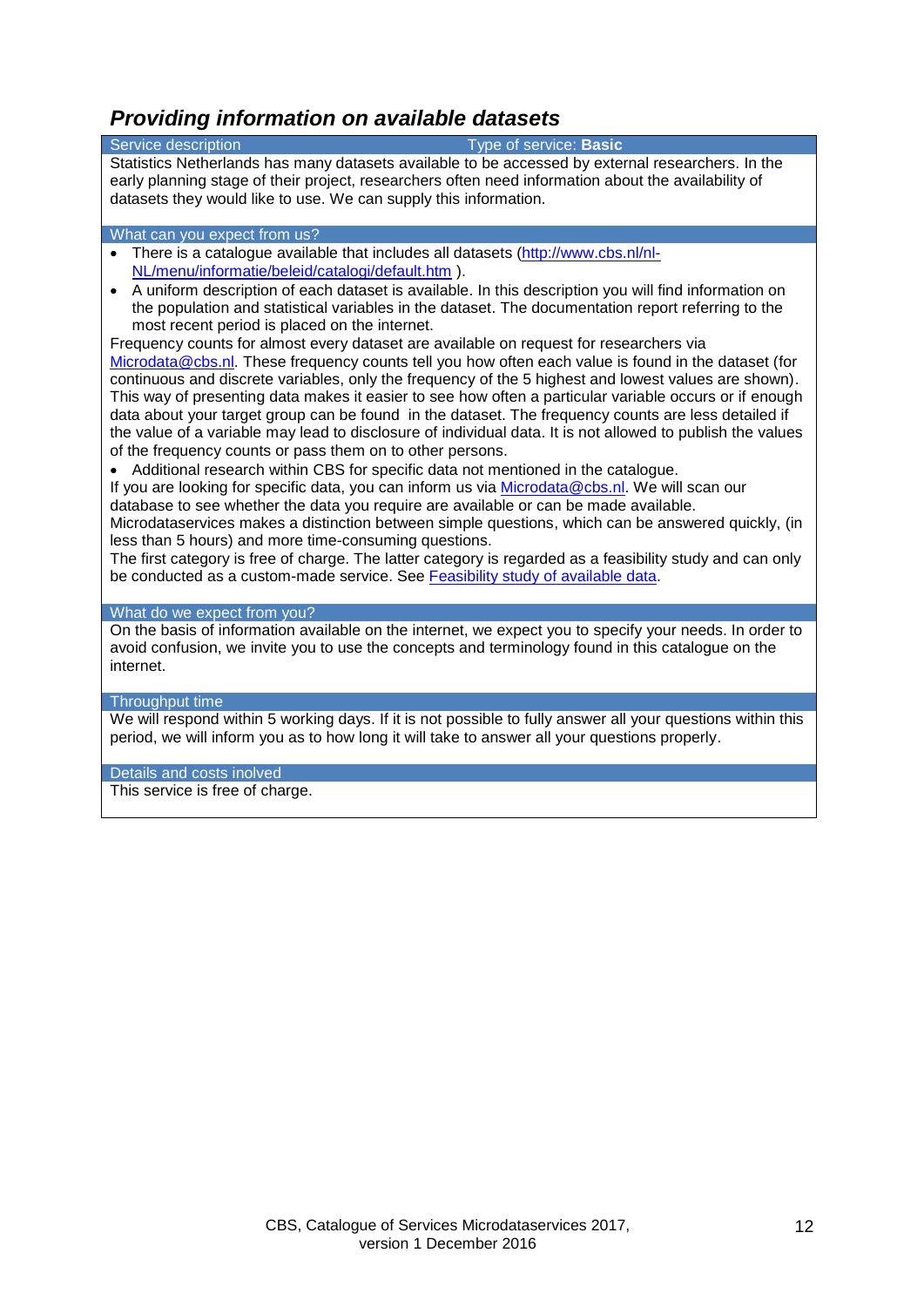## *Providing information on available datasets*

**Service description** — Type of service: **Basic**

Statistics Netherlands has many datasets available to be accessed by external researchers. In the early planning stage of their project, researchers often need information about the availability of datasets they would like to use. We can supply this information.

**What can you expect from us?**

- There is a catalogue available that includes all datasets (http://www.cbs.nl/nl-NL/menu/informatie/beleid/catalogi/default.htm ).
- A uniform description of each dataset is available. In this description you will find information on the population and statistical variables in the dataset. The documentation report referring to the most recent period is placed on the internet.

Frequency counts for almost every dataset are available on request for researchers via Microdata@cbs.nl. These frequency counts tell you how often each value is found in the dataset (for continuous and discrete variables, only the frequency of the 5 highest and lowest values are shown). This way of presenting data makes it easier to see how often a particular variable occurs or if enough data about your target group can be found in the dataset. The frequency counts are less detailed if the value of a variable may lead to disclosure of individual data. It is not allowed to publish the values of the frequency counts or pass them on to other persons.

- Additional research within CBS for specific data not mentioned in the catalogue.

If you are looking for specific data, you can inform us via Microdata@cbs.nl. We will scan our database to see whether the data you require are available or can be made available.
Microdataservices makes a distinction between simple questions, which can be answered quickly, (in less than 5 hours) and more time-consuming questions.
The first category is free of charge. The latter category is regarded as a feasibility study and can only be conducted as a custom-made service. See Feasibility study of available data.

**What do we expect from you?**

On the basis of information available on the internet, we expect you to specify your needs. In order to avoid confusion, we invite you to use the concepts and terminology found in this catalogue on the internet.

**Throughput time**

We will respond within 5 working days. If it is not possible to fully answer all your questions within this period, we will inform you as to how long it will take to answer all your questions properly.

**Details and costs inolved**

This service is free of charge.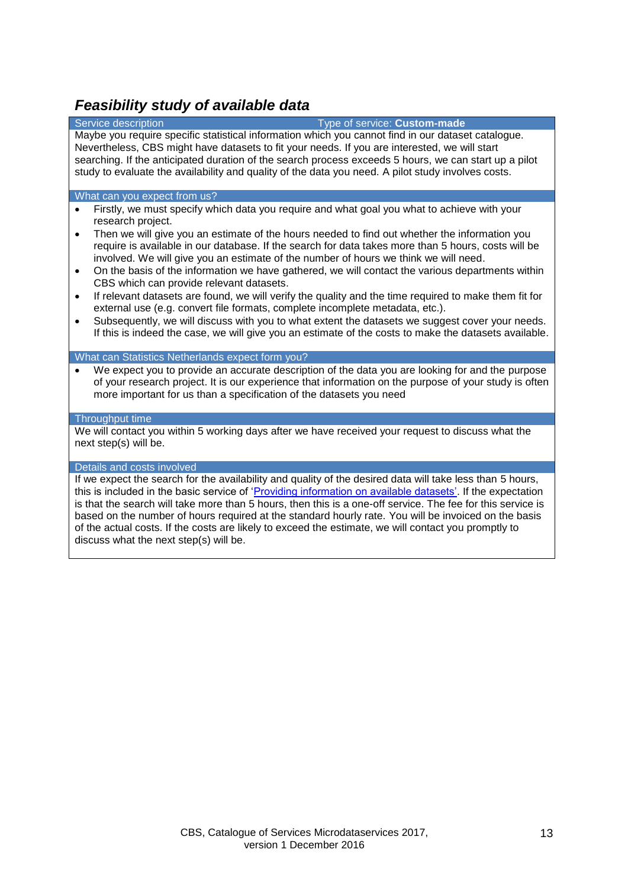## *Feasibility study of available data*

**Service description** — Type of service: **Custom-made**

Maybe you require specific statistical information which you cannot find in our dataset catalogue. Nevertheless, CBS might have datasets to fit your needs. If you are interested, we will start searching. If the anticipated duration of the search process exceeds 5 hours, we can start up a pilot study to evaluate the availability and quality of the data you need. A pilot study involves costs.

**What can you expect from us?**

- Firstly, we must specify which data you require and what goal you what to achieve with your research project.
- Then we will give you an estimate of the hours needed to find out whether the information you require is available in our database. If the search for data takes more than 5 hours, costs will be involved. We will give you an estimate of the number of hours we think we will need.
- On the basis of the information we have gathered, we will contact the various departments within CBS which can provide relevant datasets.
- If relevant datasets are found, we will verify the quality and the time required to make them fit for external use (e.g. convert file formats, complete incomplete metadata, etc.).
- Subsequently, we will discuss with you to what extent the datasets we suggest cover your needs. If this is indeed the case, we will give you an estimate of the costs to make the datasets available.

**What can Statistics Netherlands expect form you?**

- We expect you to provide an accurate description of the data you are looking for and the purpose of your research project. It is our experience that information on the purpose of your study is often more important for us than a specification of the datasets you need

**Throughput time**

We will contact you within 5 working days after we have received your request to discuss what the next step(s) will be.

**Details and costs involved**

If we expect the search for the availability and quality of the desired data will take less than 5 hours, this is included in the basic service of 'Providing information on available datasets'. If the expectation is that the search will take more than 5 hours, then this is a one-off service. The fee for this service is based on the number of hours required at the standard hourly rate. You will be invoiced on the basis of the actual costs. If the costs are likely to exceed the estimate, we will contact you promptly to discuss what the next step(s) will be.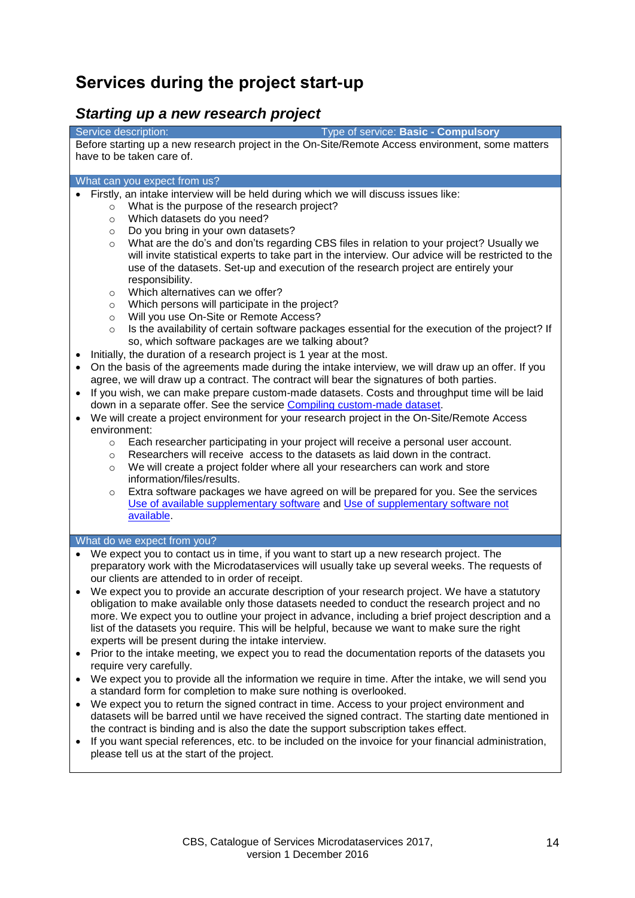# Services during the project start-up

## *Starting up a new research project*

| Service description: | Type of service: **Basic - Compulsory** |
|---|---|

Before starting up a new research project in the On-Site/Remote Access environment, some matters have to be taken care of.

**What can you expect from us?**

- Firstly, an intake interview will be held during which we will discuss issues like:
  - What is the purpose of the research project?
  - Which datasets do you need?
  - Do you bring in your own datasets?
  - What are the do's and don'ts regarding CBS files in relation to your project? Usually we will invite statistical experts to take part in the interview. Our advice will be restricted to the use of the datasets. Set-up and execution of the research project are entirely your responsibility.
  - Which alternatives can we offer?
  - Which persons will participate in the project?
  - Will you use On-Site or Remote Access?
  - Is the availability of certain software packages essential for the execution of the project? If so, which software packages are we talking about?
- Initially, the duration of a research project is 1 year at the most.
- On the basis of the agreements made during the intake interview, we will draw up an offer. If you agree, we will draw up a contract. The contract will bear the signatures of both parties.
- If you wish, we can make prepare custom-made datasets. Costs and throughput time will be laid down in a separate offer. See the service Compiling custom-made dataset.
- We will create a project environment for your research project in the On-Site/Remote Access environment:
  - Each researcher participating in your project will receive a personal user account.
  - Researchers will receive access to the datasets as laid down in the contract.
  - We will create a project folder where all your researchers can work and store information/files/results.
  - Extra software packages we have agreed on will be prepared for you. See the services Use of available supplementary software and Use of supplementary software not available.

**What do we expect from you?**

- We expect you to contact us in time, if you want to start up a new research project. The preparatory work with the Microdataservices will usually take up several weeks. The requests of our clients are attended to in order of receipt.
- We expect you to provide an accurate description of your research project. We have a statutory obligation to make available only those datasets needed to conduct the research project and no more. We expect you to outline your project in advance, including a brief project description and a list of the datasets you require. This will be helpful, because we want to make sure the right experts will be present during the intake interview.
- Prior to the intake meeting, we expect you to read the documentation reports of the datasets you require very carefully.
- We expect you to provide all the information we require in time. After the intake, we will send you a standard form for completion to make sure nothing is overlooked.
- We expect you to return the signed contract in time. Access to your project environment and datasets will be barred until we have received the signed contract. The starting date mentioned in the contract is binding and is also the date the support subscription takes effect.
- If you want special references, etc. to be included on the invoice for your financial administration, please tell us at the start of the project.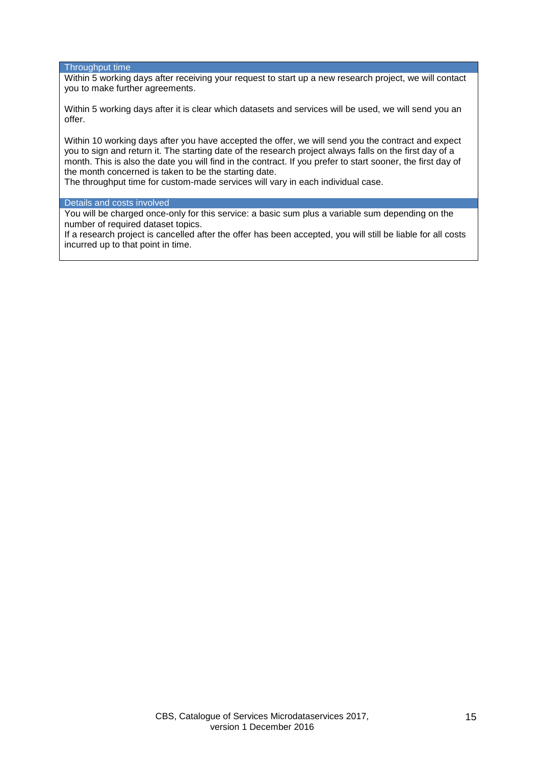### Throughput time

Within 5 working days after receiving your request to start up a new research project, we will contact you to make further agreements.

Within 5 working days after it is clear which datasets and services will be used, we will send you an offer.

Within 10 working days after you have accepted the offer, we will send you the contract and expect you to sign and return it. The starting date of the research project always falls on the first day of a month. This is also the date you will find in the contract. If you prefer to start sooner, the first day of the month concerned is taken to be the starting date.
The throughput time for custom-made services will vary in each individual case.

### Details and costs involved

You will be charged once-only for this service: a basic sum plus a variable sum depending on the number of required dataset topics.
If a research project is cancelled after the offer has been accepted, you will still be liable for all costs incurred up to that point in time.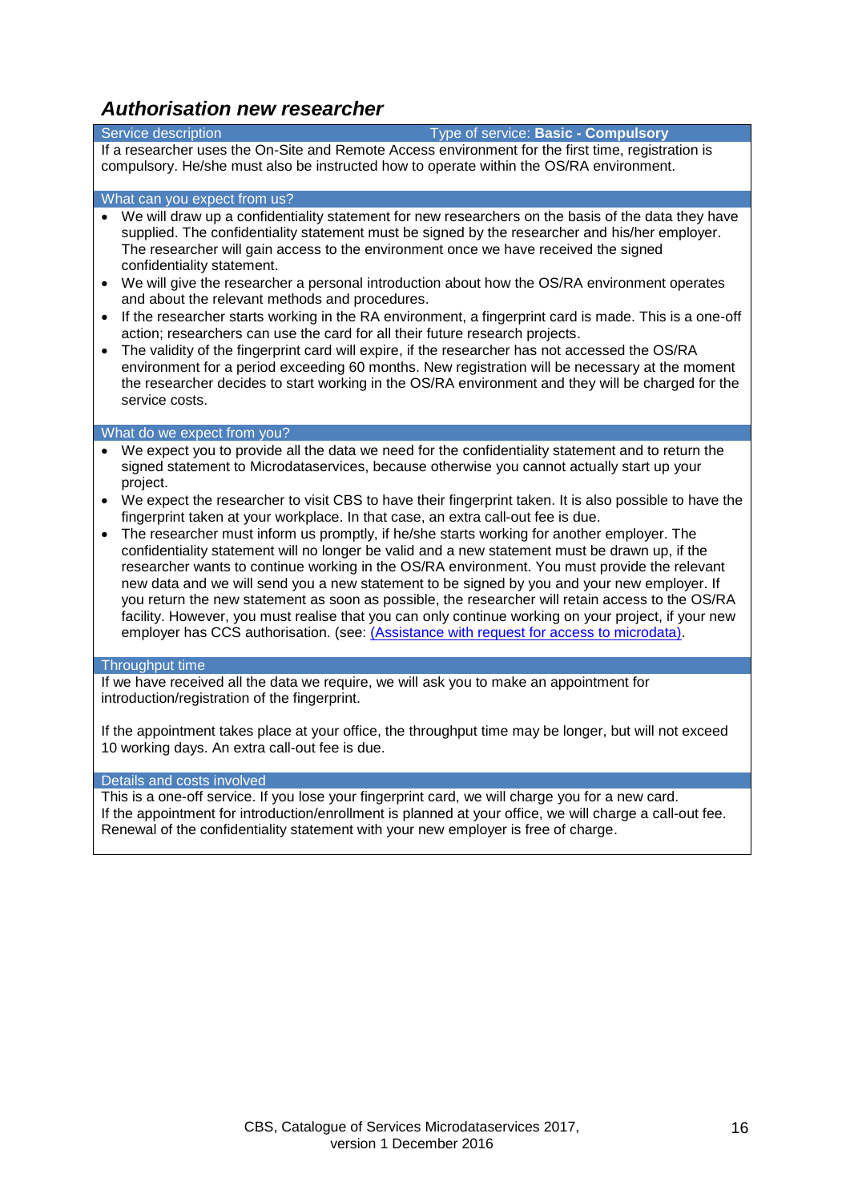## *Authorisation new researcher*

**Service description** — Type of service: **Basic - Compulsory**

If a researcher uses the On-Site and Remote Access environment for the first time, registration is compulsory. He/she must also be instructed how to operate within the OS/RA environment.

**What can you expect from us?**

- We will draw up a confidentiality statement for new researchers on the basis of the data they have supplied. The confidentiality statement must be signed by the researcher and his/her employer. The researcher will gain access to the environment once we have received the signed confidentiality statement.
- We will give the researcher a personal introduction about how the OS/RA environment operates and about the relevant methods and procedures.
- If the researcher starts working in the RA environment, a fingerprint card is made. This is a one-off action; researchers can use the card for all their future research projects.
- The validity of the fingerprint card will expire, if the researcher has not accessed the OS/RA environment for a period exceeding 60 months. New registration will be necessary at the moment the researcher decides to start working in the OS/RA environment and they will be charged for the service costs.

**What do we expect from you?**

- We expect you to provide all the data we need for the confidentiality statement and to return the signed statement to Microdataservices, because otherwise you cannot actually start up your project.
- We expect the researcher to visit CBS to have their fingerprint taken. It is also possible to have the fingerprint taken at your workplace. In that case, an extra call-out fee is due.
- The researcher must inform us promptly, if he/she starts working for another employer. The confidentiality statement will no longer be valid and a new statement must be drawn up, if the researcher wants to continue working in the OS/RA environment. You must provide the relevant new data and we will send you a new statement to be signed by you and your new employer. If you return the new statement as soon as possible, the researcher will retain access to the OS/RA facility. However, you must realise that you can only continue working on your project, if your new employer has CCS authorisation. (see: (Assistance with request for access to microdata).

**Throughput time**

If we have received all the data we require, we will ask you to make an appointment for introduction/registration of the fingerprint.

If the appointment takes place at your office, the throughput time may be longer, but will not exceed 10 working days. An extra call-out fee is due.

**Details and costs involved**

This is a one-off service. If you lose your fingerprint card, we will charge you for a new card.
If the appointment for introduction/enrollment is planned at your office, we will charge a call-out fee.
Renewal of the confidentiality statement with your new employer is free of charge.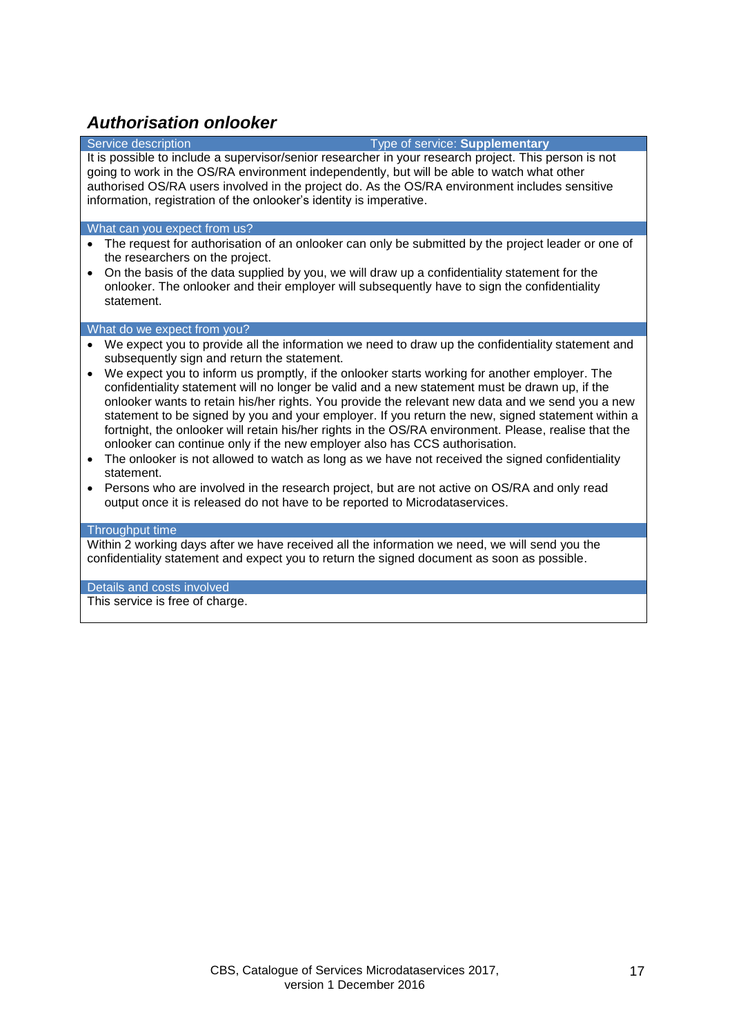## *Authorisation onlooker*

**Service description** — Type of service: **Supplementary**

It is possible to include a supervisor/senior researcher in your research project. This person is not going to work in the OS/RA environment independently, but will be able to watch what other authorised OS/RA users involved in the project do. As the OS/RA environment includes sensitive information, registration of the onlooker's identity is imperative.

**What can you expect from us?**

- The request for authorisation of an onlooker can only be submitted by the project leader or one of the researchers on the project.
- On the basis of the data supplied by you, we will draw up a confidentiality statement for the onlooker. The onlooker and their employer will subsequently have to sign the confidentiality statement.

**What do we expect from you?**

- We expect you to provide all the information we need to draw up the confidentiality statement and subsequently sign and return the statement.
- We expect you to inform us promptly, if the onlooker starts working for another employer. The confidentiality statement will no longer be valid and a new statement must be drawn up, if the onlooker wants to retain his/her rights. You provide the relevant new data and we send you a new statement to be signed by you and your employer. If you return the new, signed statement within a fortnight, the onlooker will retain his/her rights in the OS/RA environment. Please, realise that the onlooker can continue only if the new employer also has CCS authorisation.
- The onlooker is not allowed to watch as long as we have not received the signed confidentiality statement.
- Persons who are involved in the research project, but are not active on OS/RA and only read output once it is released do not have to be reported to Microdataservices.

**Throughput time**

Within 2 working days after we have received all the information we need, we will send you the confidentiality statement and expect you to return the signed document as soon as possible.

**Details and costs involved**

This service is free of charge.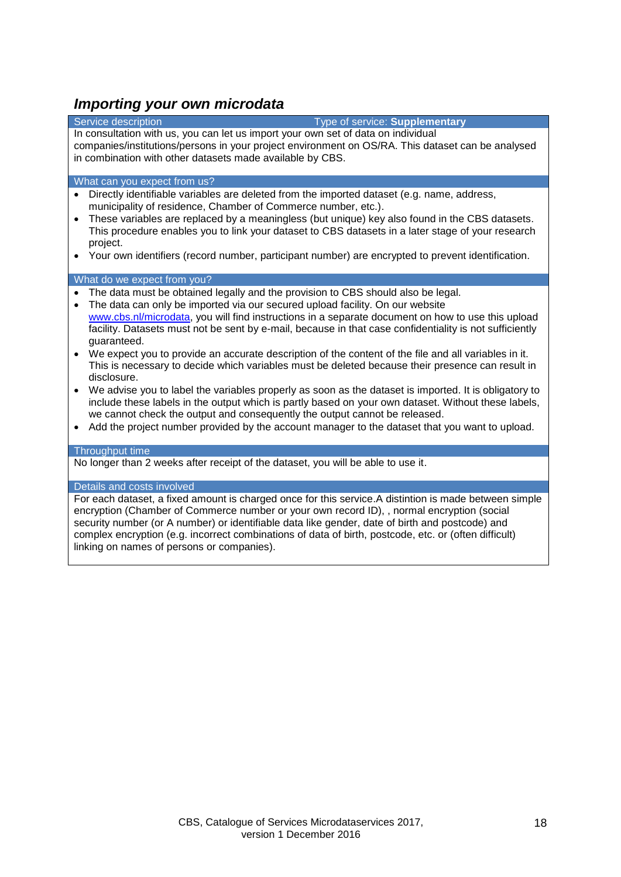## *Importing your own microdata*

| Service description | Type of service: **Supplementary** |
|---|---|

In consultation with us, you can let us import your own set of data on individual companies/institutions/persons in your project environment on OS/RA. This dataset can be analysed in combination with other datasets made available by CBS.

### What can you expect from us?

- Directly identifiable variables are deleted from the imported dataset (e.g. name, address, municipality of residence, Chamber of Commerce number, etc.).
- These variables are replaced by a meaningless (but unique) key also found in the CBS datasets. This procedure enables you to link your dataset to CBS datasets in a later stage of your research project.
- Your own identifiers (record number, participant number) are encrypted to prevent identification.

### What do we expect from you?

- The data must be obtained legally and the provision to CBS should also be legal.
- The data can only be imported via our secured upload facility. On our website www.cbs.nl/microdata, you will find instructions in a separate document on how to use this upload facility. Datasets must not be sent by e-mail, because in that case confidentiality is not sufficiently guaranteed.
- We expect you to provide an accurate description of the content of the file and all variables in it. This is necessary to decide which variables must be deleted because their presence can result in disclosure.
- We advise you to label the variables properly as soon as the dataset is imported. It is obligatory to include these labels in the output which is partly based on your own dataset. Without these labels, we cannot check the output and consequently the output cannot be released.
- Add the project number provided by the account manager to the dataset that you want to upload.

### Throughput time

No longer than 2 weeks after receipt of the dataset, you will be able to use it.

### Details and costs involved

For each dataset, a fixed amount is charged once for this service.A distintion is made between simple encryption (Chamber of Commerce number or your own record ID), , normal encryption (social security number (or A number) or identifiable data like gender, date of birth and postcode) and complex encryption (e.g. incorrect combinations of data of birth, postcode, etc. or (often difficult) linking on names of persons or companies).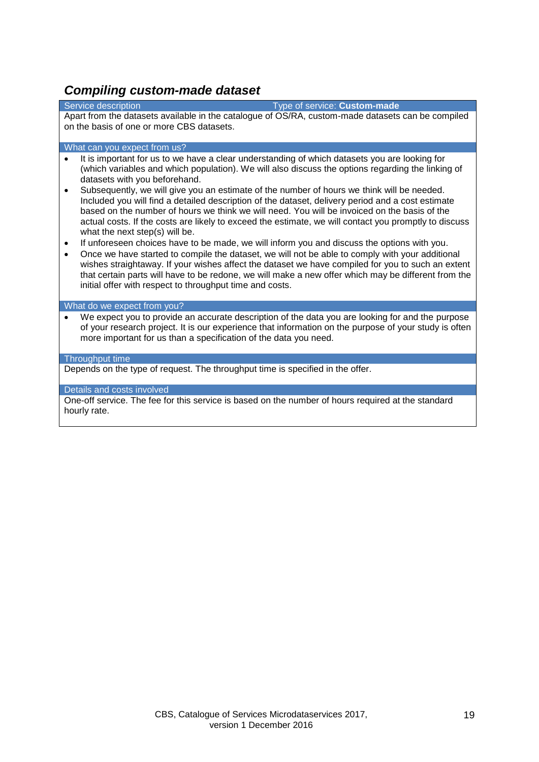### *Compiling custom-made dataset*

**Service description** — Type of service: **Custom-made**

Apart from the datasets available in the catalogue of OS/RA, custom-made datasets can be compiled on the basis of one or more CBS datasets.

**What can you expect from us?**

- It is important for us to we have a clear understanding of which datasets you are looking for (which variables and which population). We will also discuss the options regarding the linking of datasets with you beforehand.
- Subsequently, we will give you an estimate of the number of hours we think will be needed. Included you will find a detailed description of the dataset, delivery period and a cost estimate based on the number of hours we think we will need. You will be invoiced on the basis of the actual costs. If the costs are likely to exceed the estimate, we will contact you promptly to discuss what the next step(s) will be.
- If unforeseen choices have to be made, we will inform you and discuss the options with you.
- Once we have started to compile the dataset, we will not be able to comply with your additional wishes straightaway. If your wishes affect the dataset we have compiled for you to such an extent that certain parts will have to be redone, we will make a new offer which may be different from the initial offer with respect to throughput time and costs.

**What do we expect from you?**

- We expect you to provide an accurate description of the data you are looking for and the purpose of your research project. It is our experience that information on the purpose of your study is often more important for us than a specification of the data you need.

**Throughput time**

Depends on the type of request. The throughput time is specified in the offer.

**Details and costs involved**

One-off service. The fee for this service is based on the number of hours required at the standard hourly rate.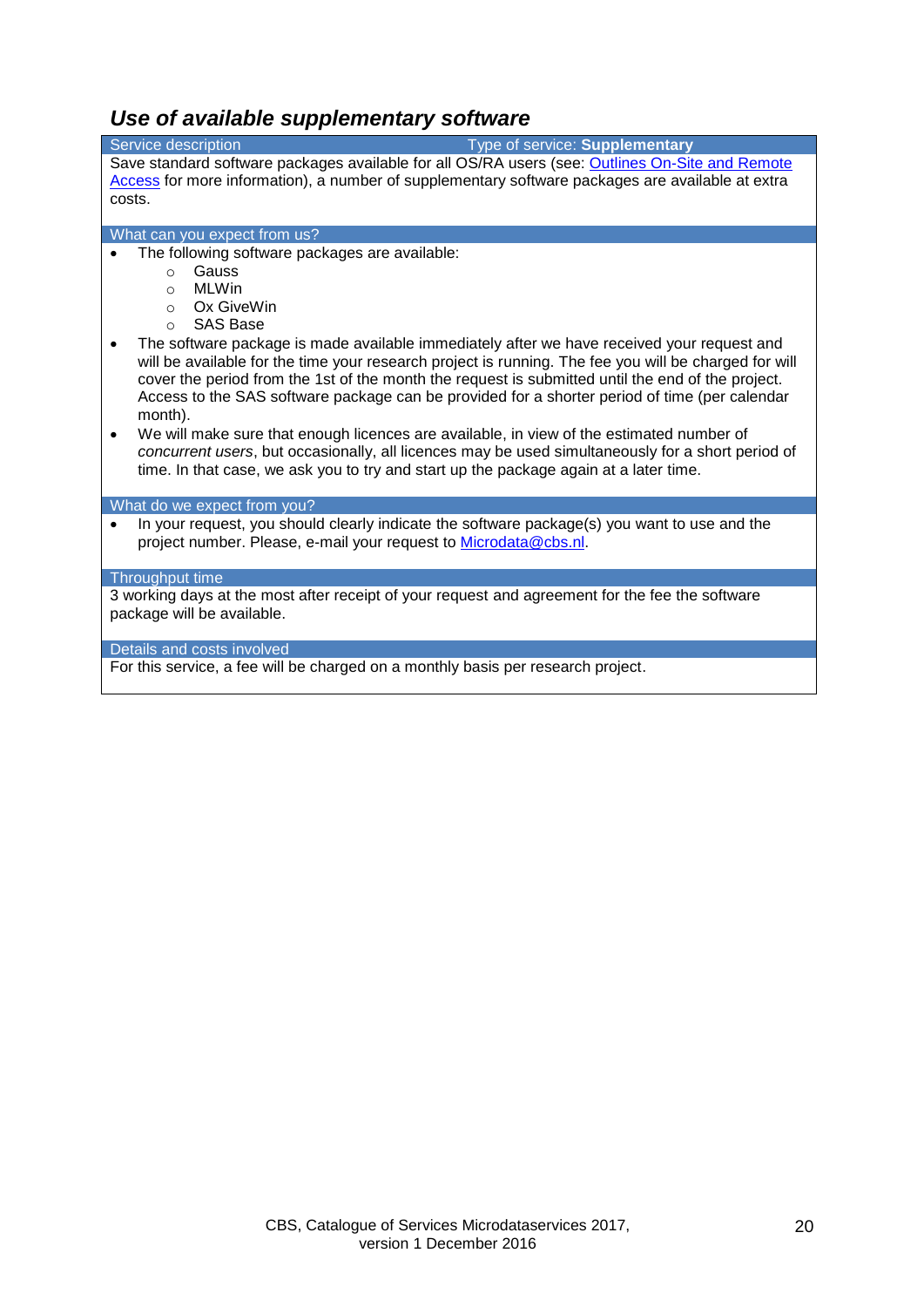## *Use of available supplementary software*

**Service description** — Type of service: **Supplementary**

Save standard software packages available for all OS/RA users (see: Outlines On-Site and Remote Access for more information), a number of supplementary software packages are available at extra costs.

**What can you expect from us?**

- The following software packages are available:
  - Gauss
  - MLWin
  - Ox GiveWin
  - SAS Base
- The software package is made available immediately after we have received your request and will be available for the time your research project is running. The fee you will be charged for will cover the period from the 1st of the month the request is submitted until the end of the project. Access to the SAS software package can be provided for a shorter period of time (per calendar month).
- We will make sure that enough licences are available, in view of the estimated number of *concurrent users*, but occasionally, all licences may be used simultaneously for a short period of time. In that case, we ask you to try and start up the package again at a later time.

**What do we expect from you?**

- In your request, you should clearly indicate the software package(s) you want to use and the project number. Please, e-mail your request to Microdata@cbs.nl.

**Throughput time**

3 working days at the most after receipt of your request and agreement for the fee the software package will be available.

**Details and costs involved**

For this service, a fee will be charged on a monthly basis per research project.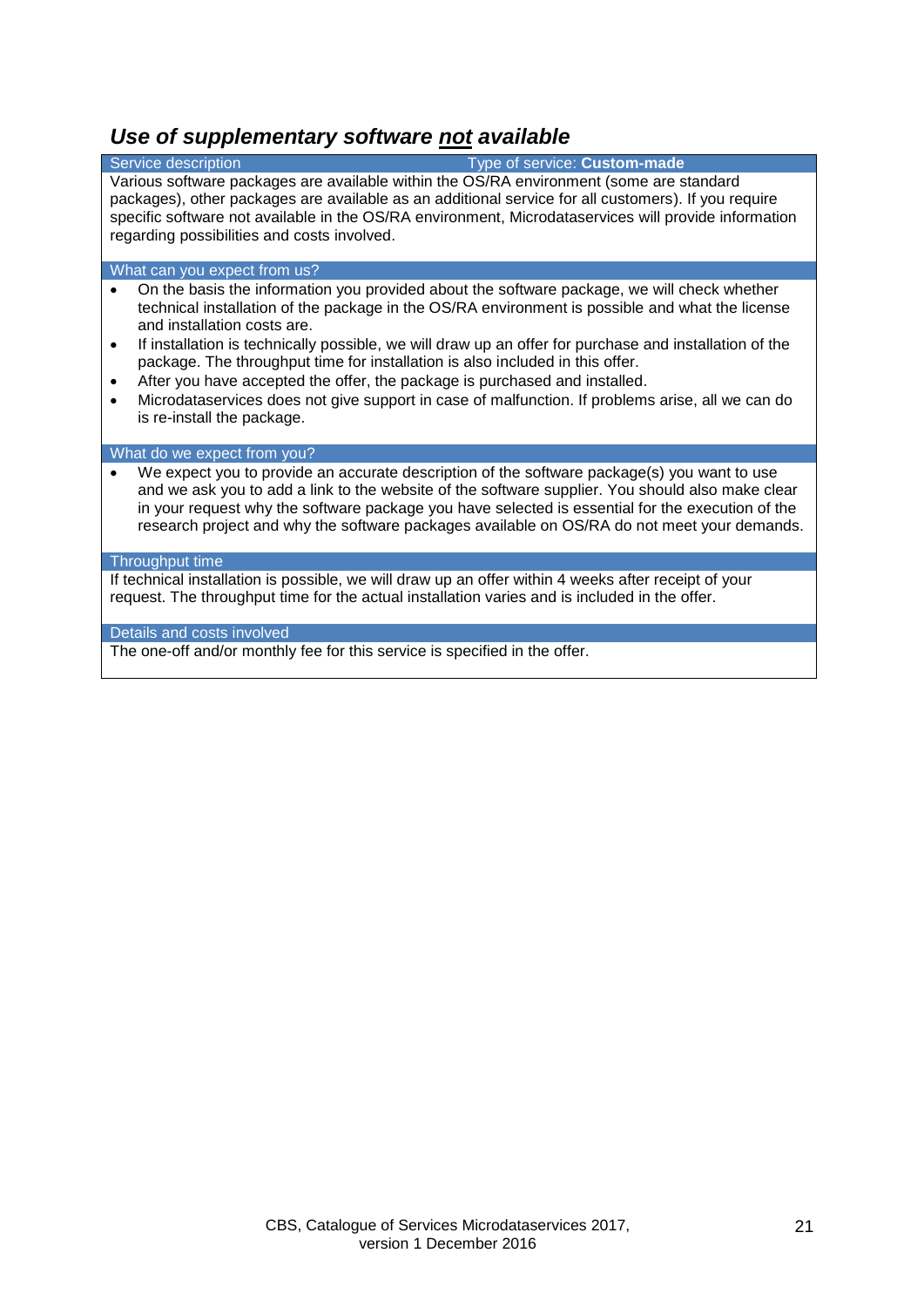## *Use of supplementary software <u>not</u> available*

| Service description | Type of service: **Custom-made** |
|---|---|

Various software packages are available within the OS/RA environment (some are standard packages), other packages are available as an additional service for all customers). If you require specific software not available in the OS/RA environment, Microdataservices will provide information regarding possibilities and costs involved.

**What can you expect from us?**

- On the basis the information you provided about the software package, we will check whether technical installation of the package in the OS/RA environment is possible and what the license and installation costs are.
- If installation is technically possible, we will draw up an offer for purchase and installation of the package. The throughput time for installation is also included in this offer.
- After you have accepted the offer, the package is purchased and installed.
- Microdataservices does not give support in case of malfunction. If problems arise, all we can do is re-install the package.

**What do we expect from you?**

- We expect you to provide an accurate description of the software package(s) you want to use and we ask you to add a link to the website of the software supplier. You should also make clear in your request why the software package you have selected is essential for the execution of the research project and why the software packages available on OS/RA do not meet your demands.

**Throughput time**

If technical installation is possible, we will draw up an offer within 4 weeks after receipt of your request. The throughput time for the actual installation varies and is included in the offer.

**Details and costs involved**

The one-off and/or monthly fee for this service is specified in the offer.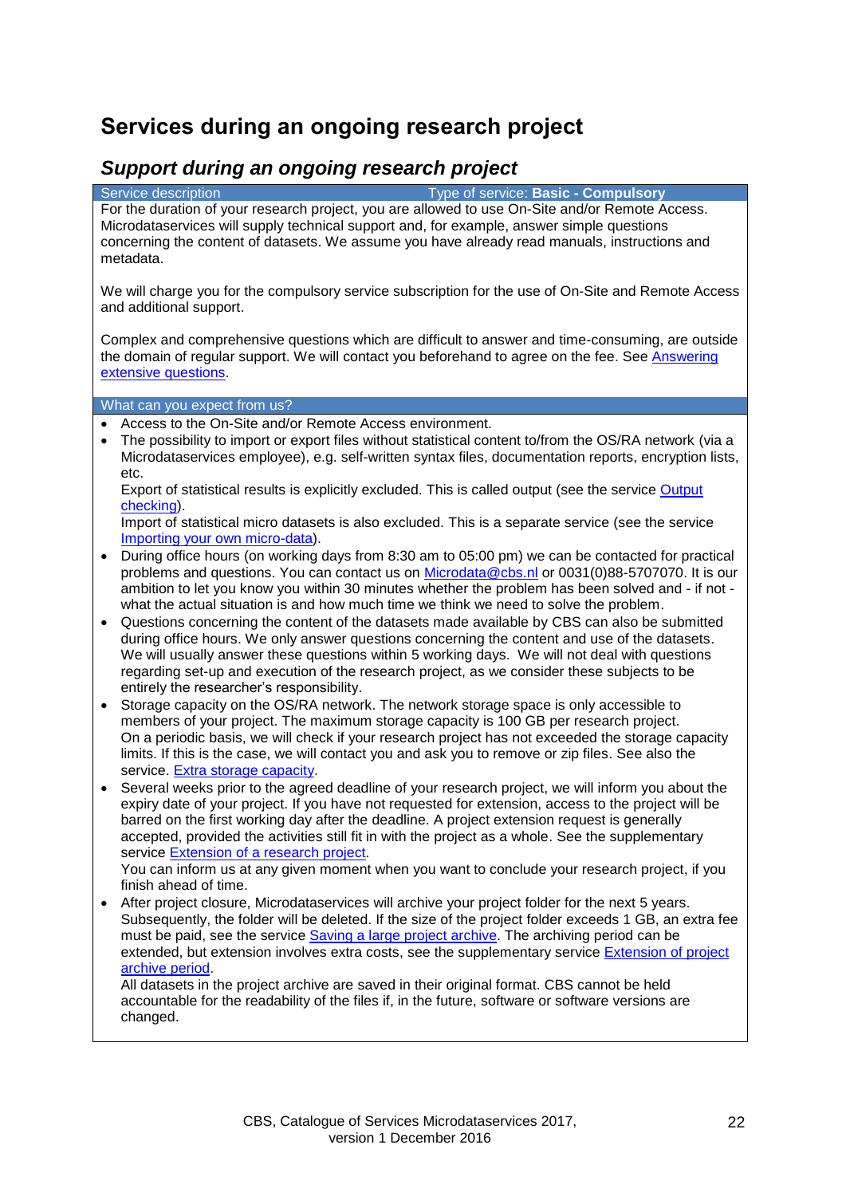# Services during an ongoing research project

## *Support during an ongoing research project*

| Service description | Type of service: **Basic - Compulsory** |
|---|---|

For the duration of your research project, you are allowed to use On-Site and/or Remote Access. Microdataservices will supply technical support and, for example, answer simple questions concerning the content of datasets. We assume you have already read manuals, instructions and metadata.

We will charge you for the compulsory service subscription for the use of On-Site and Remote Access and additional support.

Complex and comprehensive questions which are difficult to answer and time-consuming, are outside the domain of regular support. We will contact you beforehand to agree on the fee. See Answering extensive questions.

**What can you expect from us?**

- Access to the On-Site and/or Remote Access environment.
- The possibility to import or export files without statistical content to/from the OS/RA network (via a Microdataservices employee), e.g. self-written syntax files, documentation reports, encryption lists, etc.
  Export of statistical results is explicitly excluded. This is called output (see the service Output checking).
  Import of statistical micro datasets is also excluded. This is a separate service (see the service Importing your own micro-data).
- During office hours (on working days from 8:30 am to 05:00 pm) we can be contacted for practical problems and questions. You can contact us on Microdata@cbs.nl or 0031(0)88-5707070. It is our ambition to let you know you within 30 minutes whether the problem has been solved and - if not - what the actual situation is and how much time we think we need to solve the problem.
- Questions concerning the content of the datasets made available by CBS can also be submitted during office hours. We only answer questions concerning the content and use of the datasets. We will usually answer these questions within 5 working days. We will not deal with questions regarding set-up and execution of the research project, as we consider these subjects to be entirely the researcher's responsibility.
- Storage capacity on the OS/RA network. The network storage space is only accessible to members of your project. The maximum storage capacity is 100 GB per research project.
  On a periodic basis, we will check if your research project has not exceeded the storage capacity limits. If this is the case, we will contact you and ask you to remove or zip files. See also the service. Extra storage capacity.
- Several weeks prior to the agreed deadline of your research project, we will inform you about the expiry date of your project. If you have not requested for extension, access to the project will be barred on the first working day after the deadline. A project extension request is generally accepted, provided the activities still fit in with the project as a whole. See the supplementary service Extension of a research project.
  You can inform us at any given moment when you want to conclude your research project, if you finish ahead of time.
- After project closure, Microdataservices will archive your project folder for the next 5 years. Subsequently, the folder will be deleted. If the size of the project folder exceeds 1 GB, an extra fee must be paid, see the service Saving a large project archive. The archiving period can be extended, but extension involves extra costs, see the supplementary service Extension of project archive period.
  All datasets in the project archive are saved in their original format. CBS cannot be held accountable for the readability of the files if, in the future, software or software versions are changed.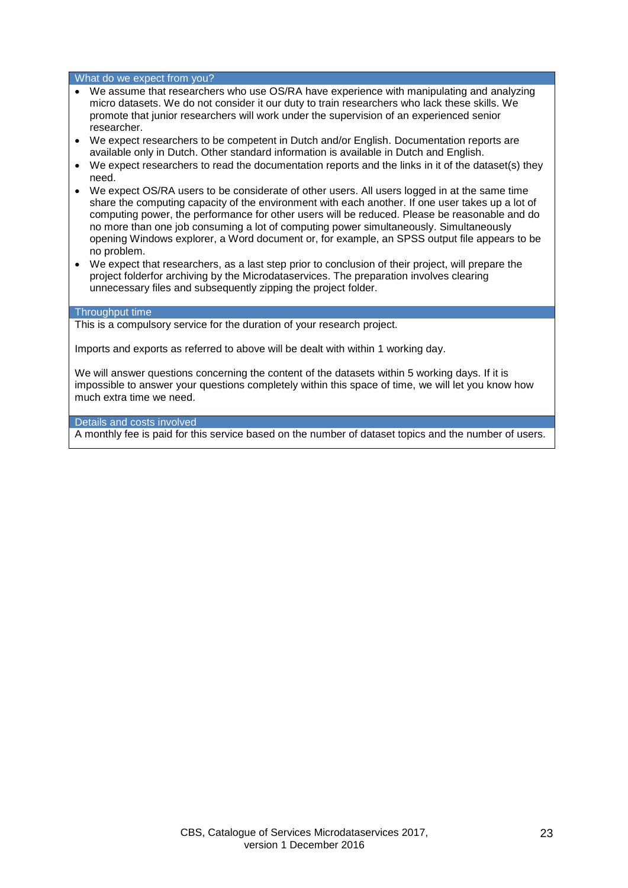### What do we expect from you?

- We assume that researchers who use OS/RA have experience with manipulating and analyzing micro datasets. We do not consider it our duty to train researchers who lack these skills. We promote that junior researchers will work under the supervision of an experienced senior researcher.
- We expect researchers to be competent in Dutch and/or English. Documentation reports are available only in Dutch. Other standard information is available in Dutch and English.
- We expect researchers to read the documentation reports and the links in it of the dataset(s) they need.
- We expect OS/RA users to be considerate of other users. All users logged in at the same time share the computing capacity of the environment with each another. If one user takes up a lot of computing power, the performance for other users will be reduced. Please be reasonable and do no more than one job consuming a lot of computing power simultaneously. Simultaneously opening Windows explorer, a Word document or, for example, an SPSS output file appears to be no problem.
- We expect that researchers, as a last step prior to conclusion of their project, will prepare the project folderfor archiving by the Microdataservices. The preparation involves clearing unnecessary files and subsequently zipping the project folder.

### Throughput time

This is a compulsory service for the duration of your research project.

Imports and exports as referred to above will be dealt with within 1 working day.

We will answer questions concerning the content of the datasets within 5 working days. If it is impossible to answer your questions completely within this space of time, we will let you know how much extra time we need.

### Details and costs involved

A monthly fee is paid for this service based on the number of dataset topics and the number of users.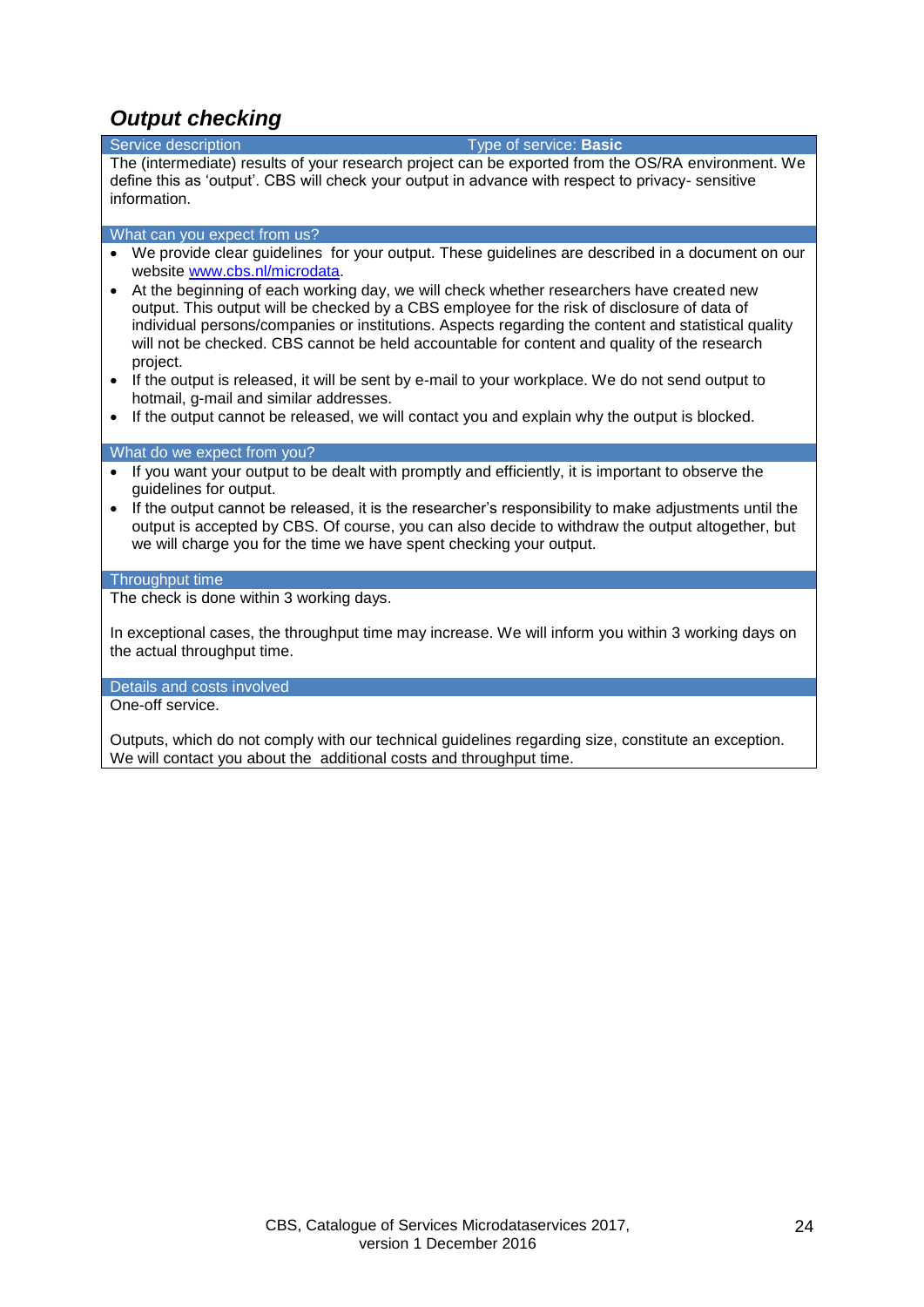## *Output checking*

**Service description** — Type of service: **Basic**

The (intermediate) results of your research project can be exported from the OS/RA environment. We define this as 'output'. CBS will check your output in advance with respect to privacy- sensitive information.

**What can you expect from us?**

- We provide clear guidelines for your output. These guidelines are described in a document on our website www.cbs.nl/microdata.
- At the beginning of each working day, we will check whether researchers have created new output. This output will be checked by a CBS employee for the risk of disclosure of data of individual persons/companies or institutions. Aspects regarding the content and statistical quality will not be checked. CBS cannot be held accountable for content and quality of the research project.
- If the output is released, it will be sent by e-mail to your workplace. We do not send output to hotmail, g-mail and similar addresses.
- If the output cannot be released, we will contact you and explain why the output is blocked.

**What do we expect from you?**

- If you want your output to be dealt with promptly and efficiently, it is important to observe the guidelines for output.
- If the output cannot be released, it is the researcher's responsibility to make adjustments until the output is accepted by CBS. Of course, you can also decide to withdraw the output altogether, but we will charge you for the time we have spent checking your output.

**Throughput time**

The check is done within 3 working days.

In exceptional cases, the throughput time may increase. We will inform you within 3 working days on the actual throughput time.

**Details and costs involved**

One-off service.

Outputs, which do not comply with our technical guidelines regarding size, constitute an exception. We will contact you about the additional costs and throughput time.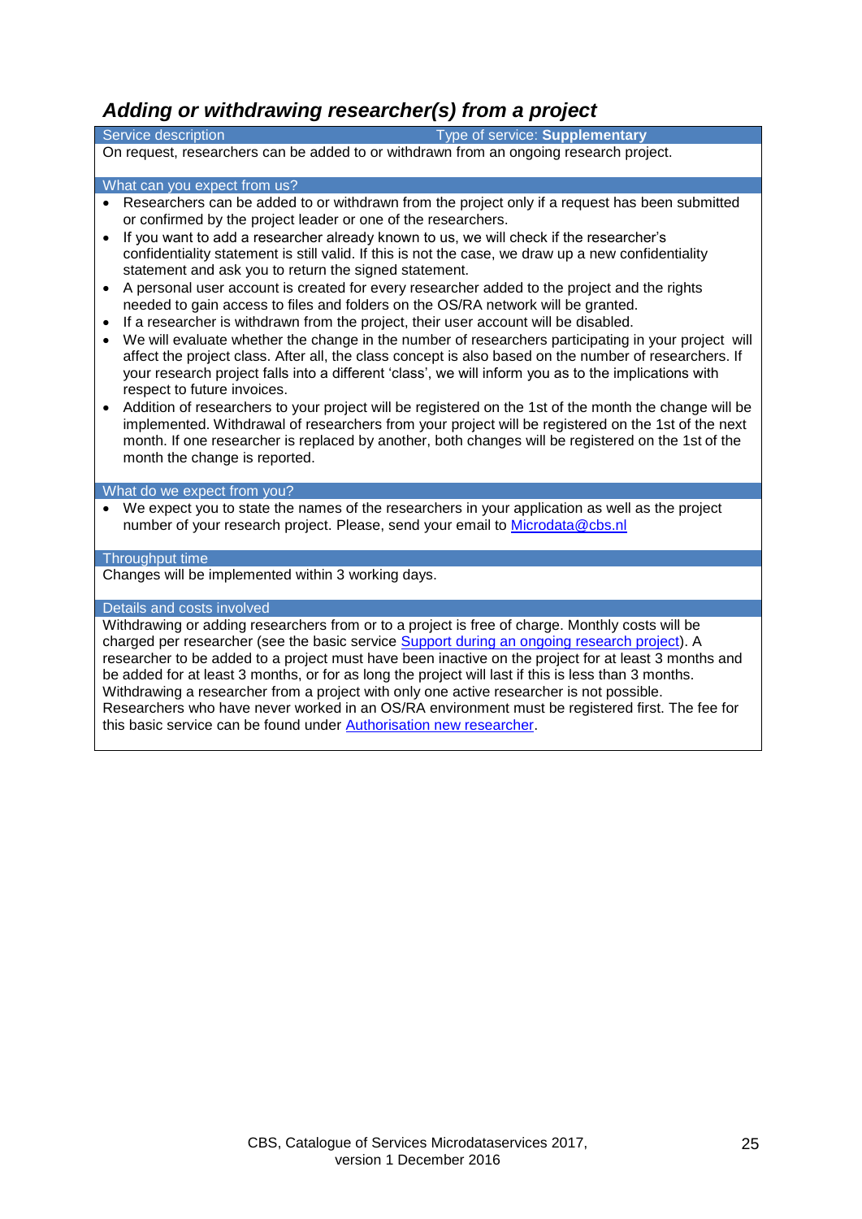## *Adding or withdrawing researcher(s) from a project*

| Service description | Type of service: **Supplementary** |
|---|---|

On request, researchers can be added to or withdrawn from an ongoing research project.

### What can you expect from us?

- Researchers can be added to or withdrawn from the project only if a request has been submitted or confirmed by the project leader or one of the researchers.
- If you want to add a researcher already known to us, we will check if the researcher's confidentiality statement is still valid. If this is not the case, we draw up a new confidentiality statement and ask you to return the signed statement.
- A personal user account is created for every researcher added to the project and the rights needed to gain access to files and folders on the OS/RA network will be granted.
- If a researcher is withdrawn from the project, their user account will be disabled.
- We will evaluate whether the change in the number of researchers participating in your project will affect the project class. After all, the class concept is also based on the number of researchers. If your research project falls into a different 'class', we will inform you as to the implications with respect to future invoices.
- Addition of researchers to your project will be registered on the 1st of the month the change will be implemented. Withdrawal of researchers from your project will be registered on the 1st of the next month. If one researcher is replaced by another, both changes will be registered on the 1st of the month the change is reported.

### What do we expect from you?

- We expect you to state the names of the researchers in your application as well as the project number of your research project. Please, send your email to Microdata@cbs.nl

### Throughput time

Changes will be implemented within 3 working days.

### Details and costs involved

Withdrawing or adding researchers from or to a project is free of charge. Monthly costs will be charged per researcher (see the basic service Support during an ongoing research project). A researcher to be added to a project must have been inactive on the project for at least 3 months and be added for at least 3 months, or for as long the project will last if this is less than 3 months. Withdrawing a researcher from a project with only one active researcher is not possible. Researchers who have never worked in an OS/RA environment must be registered first. The fee for this basic service can be found under Authorisation new researcher.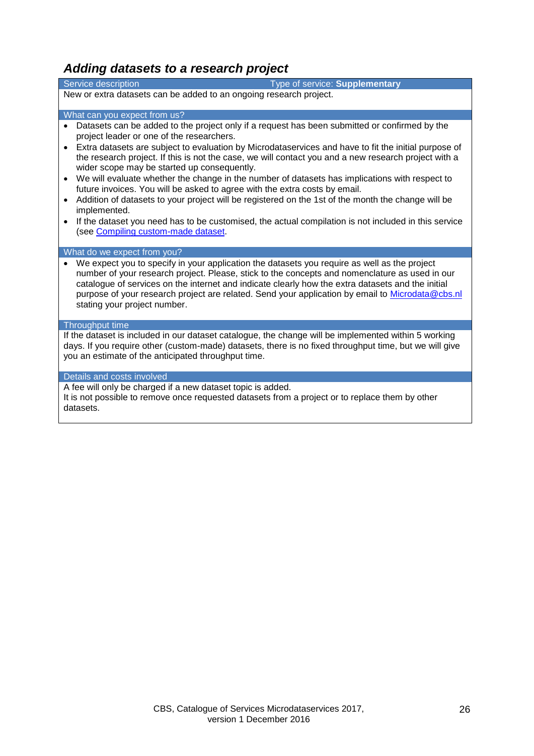## *Adding datasets to a research project*

**Service description** — Type of service: **Supplementary**

New or extra datasets can be added to an ongoing research project.

**What can you expect from us?**

- Datasets can be added to the project only if a request has been submitted or confirmed by the project leader or one of the researchers.
- Extra datasets are subject to evaluation by Microdataservices and have to fit the initial purpose of the research project. If this is not the case, we will contact you and a new research project with a wider scope may be started up consequently.
- We will evaluate whether the change in the number of datasets has implications with respect to future invoices. You will be asked to agree with the extra costs by email.
- Addition of datasets to your project will be registered on the 1st of the month the change will be implemented.
- If the dataset you need has to be customised, the actual compilation is not included in this service (see Compiling custom-made dataset.

**What do we expect from you?**

- We expect you to specify in your application the datasets you require as well as the project number of your research project. Please, stick to the concepts and nomenclature as used in our catalogue of services on the internet and indicate clearly how the extra datasets and the initial purpose of your research project are related. Send your application by email to Microdata@cbs.nl stating your project number.

**Throughput time**

If the dataset is included in our dataset catalogue, the change will be implemented within 5 working days. If you require other (custom-made) datasets, there is no fixed throughput time, but we will give you an estimate of the anticipated throughput time.

**Details and costs involved**

A fee will only be charged if a new dataset topic is added.
It is not possible to remove once requested datasets from a project or to replace them by other datasets.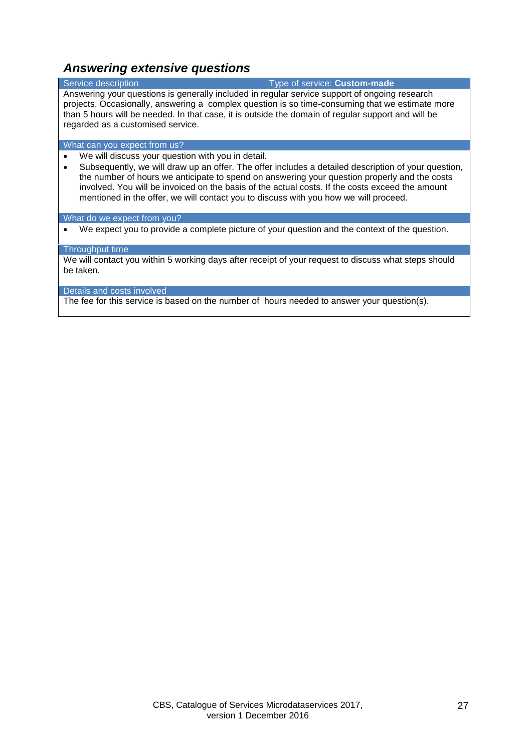## *Answering extensive questions*

| Service description | Type of service: **Custom-made** |
|---|---|

Answering your questions is generally included in regular service support of ongoing research projects. Occasionally, answering a complex question is so time-consuming that we estimate more than 5 hours will be needed. In that case, it is outside the domain of regular support and will be regarded as a customised service.

**What can you expect from us?**

- We will discuss your question with you in detail.
- Subsequently, we will draw up an offer. The offer includes a detailed description of your question, the number of hours we anticipate to spend on answering your question properly and the costs involved. You will be invoiced on the basis of the actual costs. If the costs exceed the amount mentioned in the offer, we will contact you to discuss with you how we will proceed.

**What do we expect from you?**

- We expect you to provide a complete picture of your question and the context of the question.

**Throughput time**

We will contact you within 5 working days after receipt of your request to discuss what steps should be taken.

**Details and costs involved**

The fee for this service is based on the number of hours needed to answer your question(s).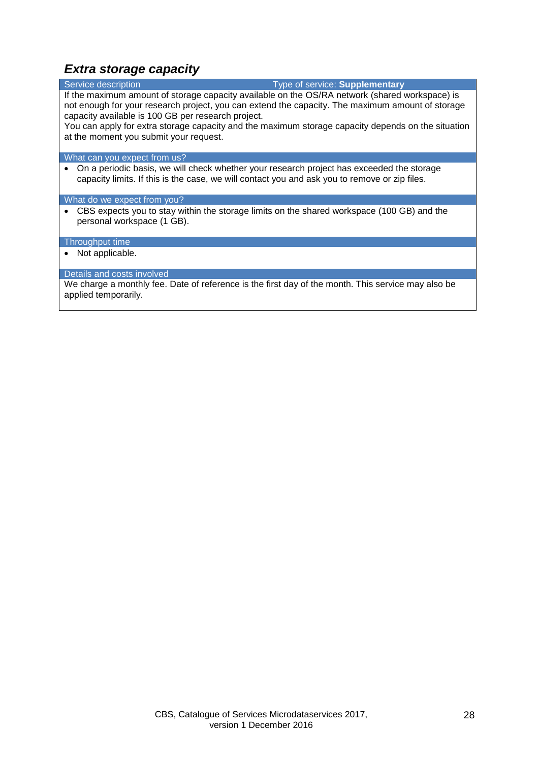## *Extra storage capacity*

**Service description** — Type of service: **Supplementary**

If the maximum amount of storage capacity available on the OS/RA network (shared workspace) is not enough for your research project, you can extend the capacity. The maximum amount of storage capacity available is 100 GB per research project.
You can apply for extra storage capacity and the maximum storage capacity depends on the situation at the moment you submit your request.

**What can you expect from us?**

- On a periodic basis, we will check whether your research project has exceeded the storage capacity limits. If this is the case, we will contact you and ask you to remove or zip files.

**What do we expect from you?**

- CBS expects you to stay within the storage limits on the shared workspace (100 GB) and the personal workspace (1 GB).

**Throughput time**

- Not applicable.

**Details and costs involved**

We charge a monthly fee. Date of reference is the first day of the month. This service may also be applied temporarily.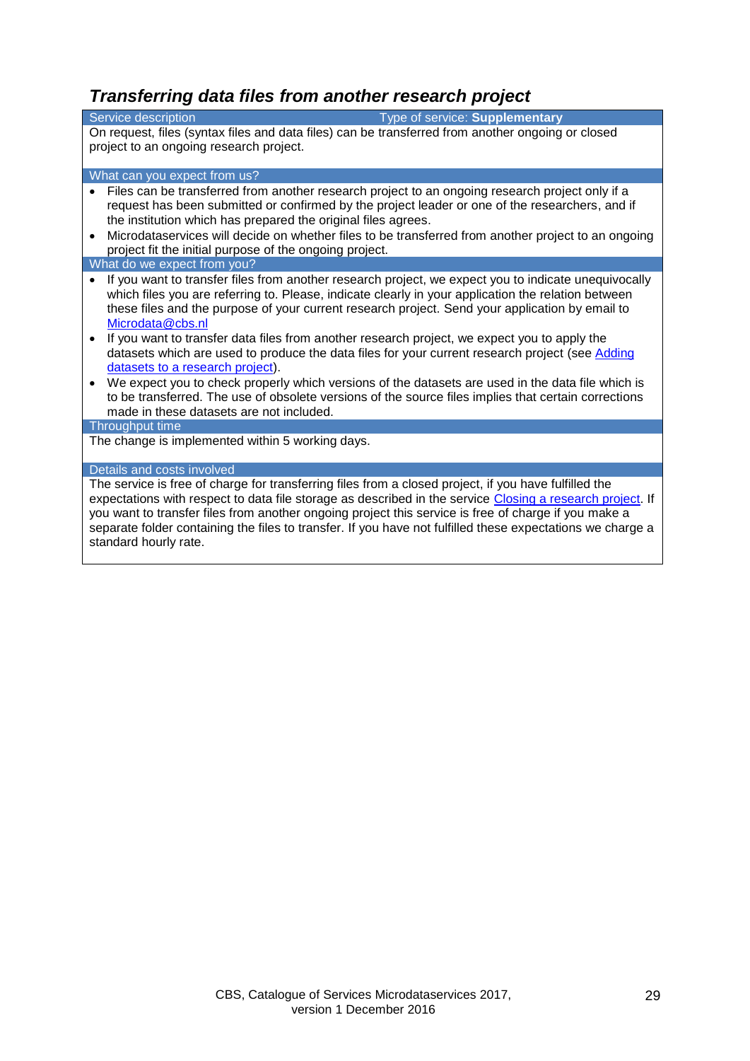## *Transferring data files from another research project*

**Service description** — Type of service: **Supplementary**

On request, files (syntax files and data files) can be transferred from another ongoing or closed project to an ongoing research project.

**What can you expect from us?**

- Files can be transferred from another research project to an ongoing research project only if a request has been submitted or confirmed by the project leader or one of the researchers, and if the institution which has prepared the original files agrees.
- Microdataservices will decide on whether files to be transferred from another project to an ongoing project fit the initial purpose of the ongoing project.

**What do we expect from you?**

- If you want to transfer files from another research project, we expect you to indicate unequivocally which files you are referring to. Please, indicate clearly in your application the relation between these files and the purpose of your current research project. Send your application by email to Microdata@cbs.nl
- If you want to transfer data files from another research project, we expect you to apply the datasets which are used to produce the data files for your current research project (see Adding datasets to a research project).
- We expect you to check properly which versions of the datasets are used in the data file which is to be transferred. The use of obsolete versions of the source files implies that certain corrections made in these datasets are not included.

**Throughput time**

The change is implemented within 5 working days.

**Details and costs involved**

The service is free of charge for transferring files from a closed project, if you have fulfilled the expectations with respect to data file storage as described in the service Closing a research project. If you want to transfer files from another ongoing project this service is free of charge if you make a separate folder containing the files to transfer. If you have not fulfilled these expectations we charge a standard hourly rate.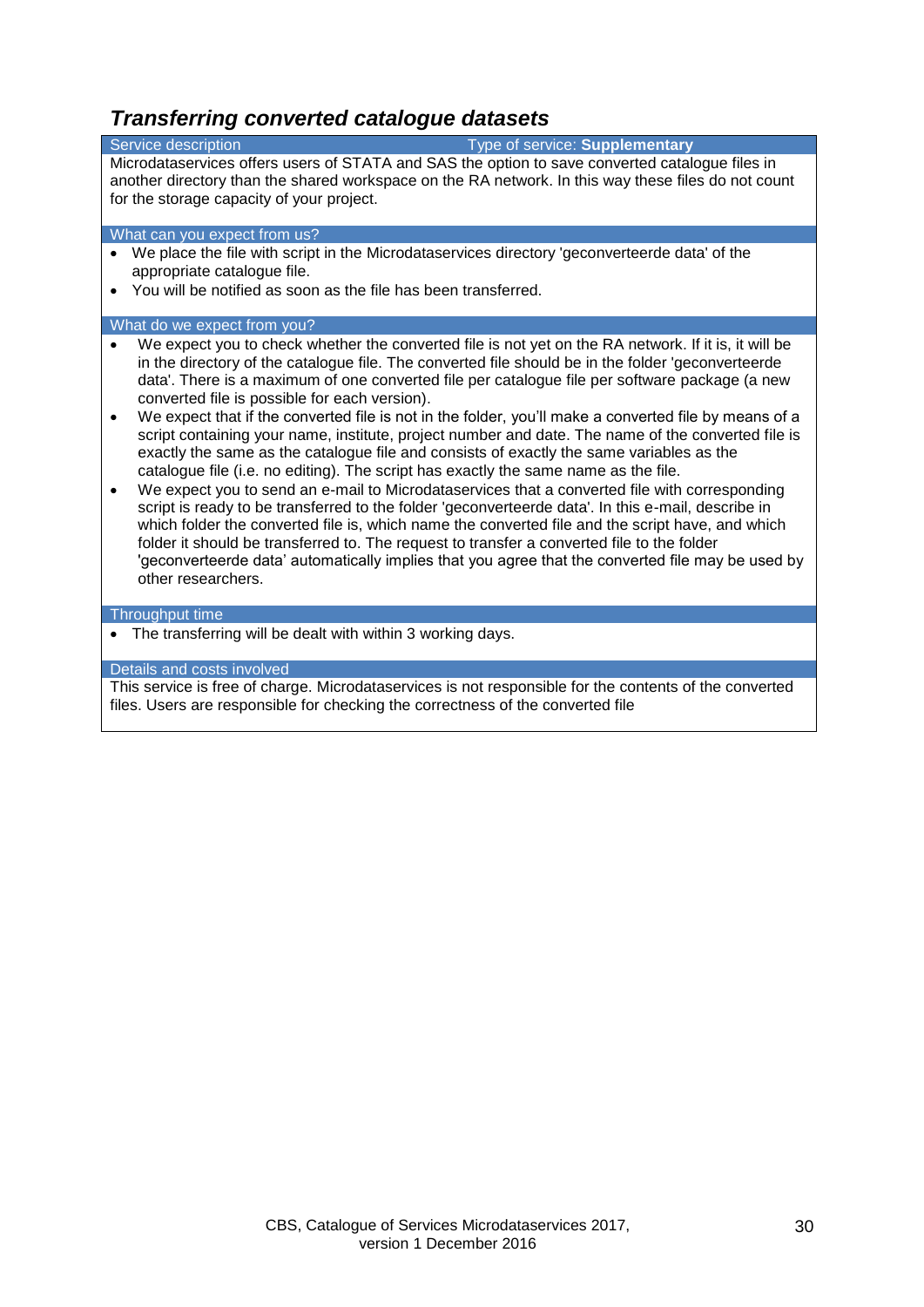## *Transferring converted catalogue datasets*

| Service description | Type of service: **Supplementary** |
|---|---|

Microdataservices offers users of STATA and SAS the option to save converted catalogue files in another directory than the shared workspace on the RA network. In this way these files do not count for the storage capacity of your project.

### What can you expect from us?

- We place the file with script in the Microdataservices directory 'geconverteerde data' of the appropriate catalogue file.
- You will be notified as soon as the file has been transferred.

### What do we expect from you?

- We expect you to check whether the converted file is not yet on the RA network. If it is, it will be in the directory of the catalogue file. The converted file should be in the folder 'geconverteerde data'. There is a maximum of one converted file per catalogue file per software package (a new converted file is possible for each version).
- We expect that if the converted file is not in the folder, you'll make a converted file by means of a script containing your name, institute, project number and date. The name of the converted file is exactly the same as the catalogue file and consists of exactly the same variables as the catalogue file (i.e. no editing). The script has exactly the same name as the file.
- We expect you to send an e-mail to Microdataservices that a converted file with corresponding script is ready to be transferred to the folder 'geconverteerde data'. In this e-mail, describe in which folder the converted file is, which name the converted file and the script have, and which folder it should be transferred to. The request to transfer a converted file to the folder 'geconverteerde data' automatically implies that you agree that the converted file may be used by other researchers.

### Throughput time

- The transferring will be dealt with within 3 working days.

### Details and costs involved

This service is free of charge. Microdataservices is not responsible for the contents of the converted files. Users are responsible for checking the correctness of the converted file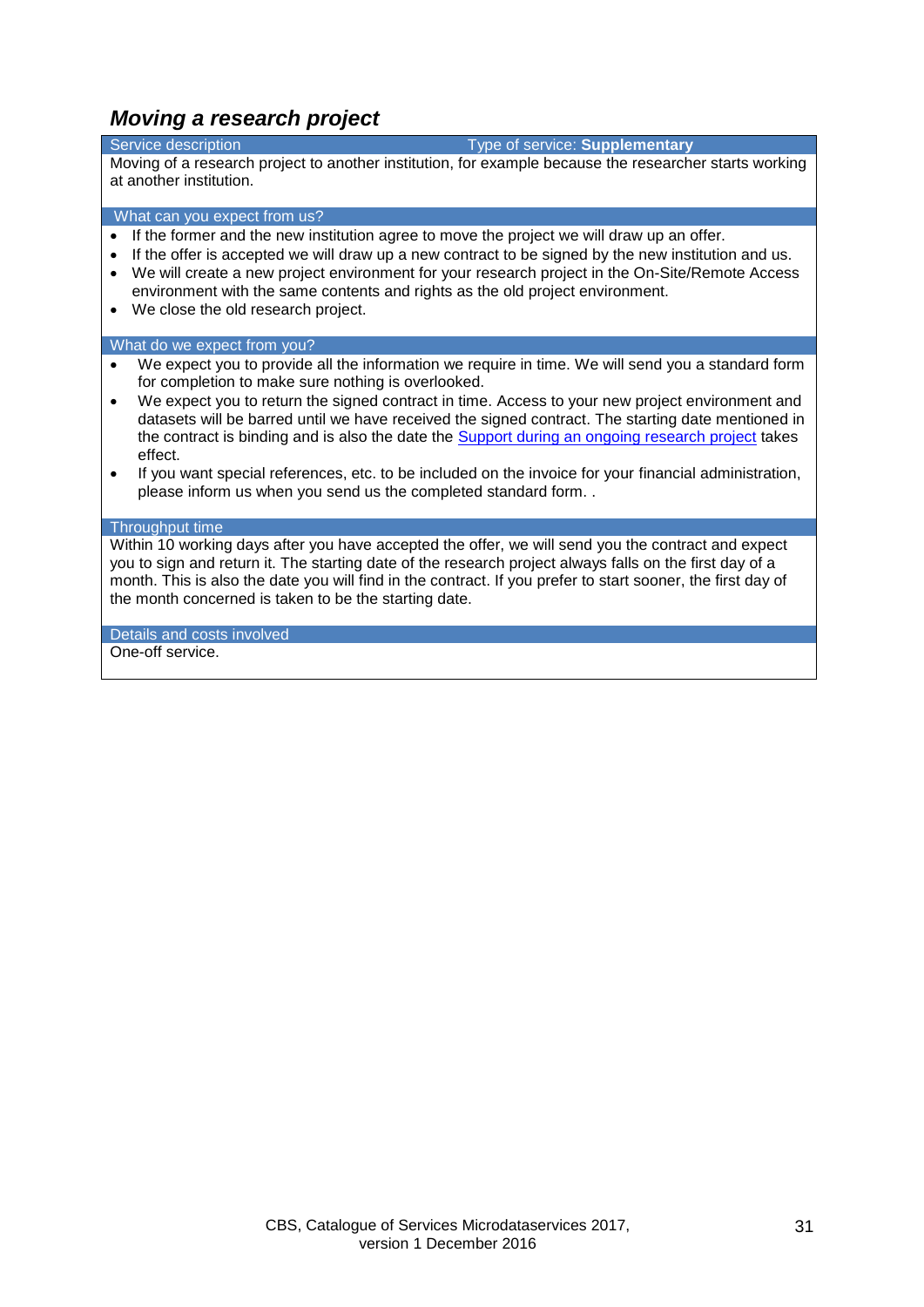## *Moving a research project*

**Service description** — Type of service: **Supplementary**

Moving of a research project to another institution, for example because the researcher starts working at another institution.

**What can you expect from us?**

- If the former and the new institution agree to move the project we will draw up an offer.
- If the offer is accepted we will draw up a new contract to be signed by the new institution and us.
- We will create a new project environment for your research project in the On-Site/Remote Access environment with the same contents and rights as the old project environment.
- We close the old research project.

**What do we expect from you?**

- We expect you to provide all the information we require in time. We will send you a standard form for completion to make sure nothing is overlooked.
- We expect you to return the signed contract in time. Access to your new project environment and datasets will be barred until we have received the signed contract. The starting date mentioned in the contract is binding and is also the date the [Support during an ongoing research project]() takes effect.
- If you want special references, etc. to be included on the invoice for your financial administration, please inform us when you send us the completed standard form. .

**Throughput time**

Within 10 working days after you have accepted the offer, we will send you the contract and expect you to sign and return it. The starting date of the research project always falls on the first day of a month. This is also the date you will find in the contract. If you prefer to start sooner, the first day of the month concerned is taken to be the starting date.

**Details and costs involved**

One-off service.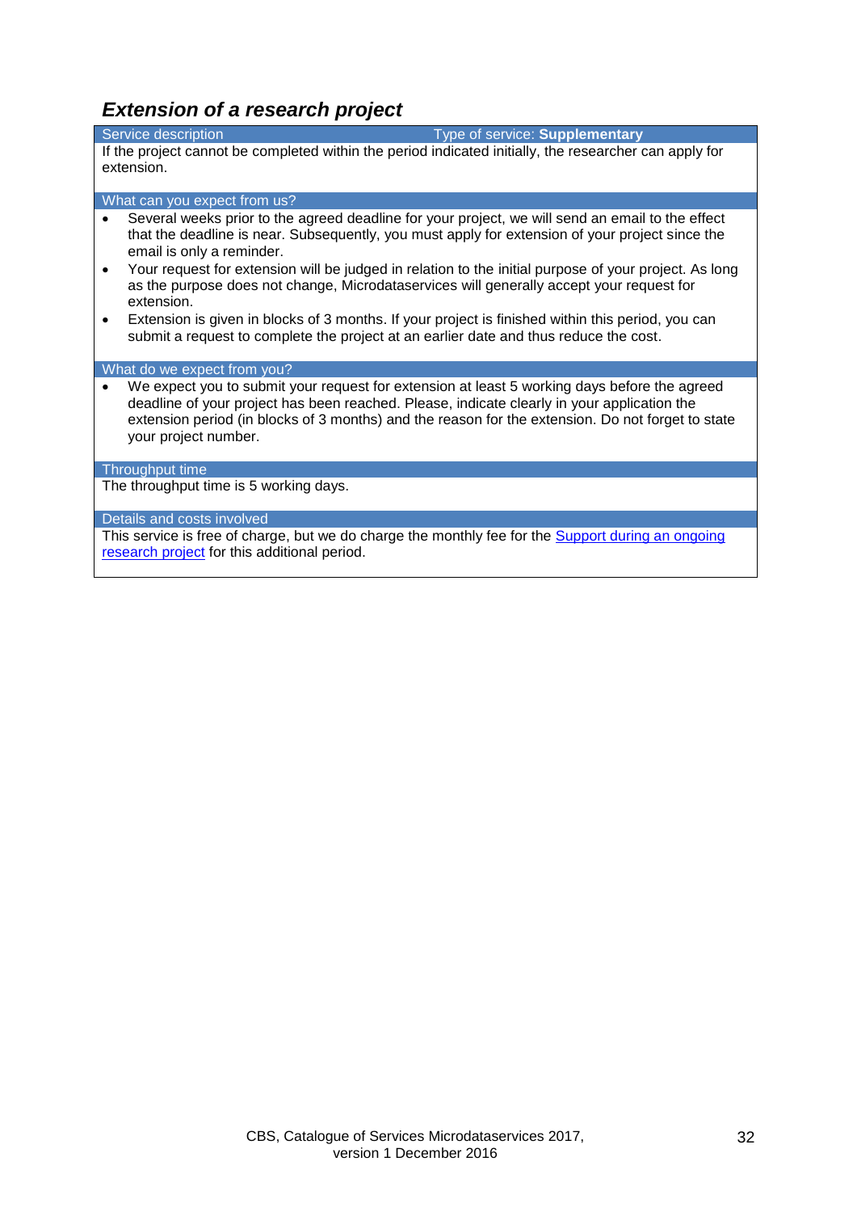## *Extension of a research project*

**Service description** — Type of service: **Supplementary**

If the project cannot be completed within the period indicated initially, the researcher can apply for extension.

**What can you expect from us?**

- Several weeks prior to the agreed deadline for your project, we will send an email to the effect that the deadline is near. Subsequently, you must apply for extension of your project since the email is only a reminder.
- Your request for extension will be judged in relation to the initial purpose of your project. As long as the purpose does not change, Microdataservices will generally accept your request for extension.
- Extension is given in blocks of 3 months. If your project is finished within this period, you can submit a request to complete the project at an earlier date and thus reduce the cost.

**What do we expect from you?**

- We expect you to submit your request for extension at least 5 working days before the agreed deadline of your project has been reached. Please, indicate clearly in your application the extension period (in blocks of 3 months) and the reason for the extension. Do not forget to state your project number.

**Throughput time**

The throughput time is 5 working days.

**Details and costs involved**

This service is free of charge, but we do charge the monthly fee for the Support during an ongoing research project for this additional period.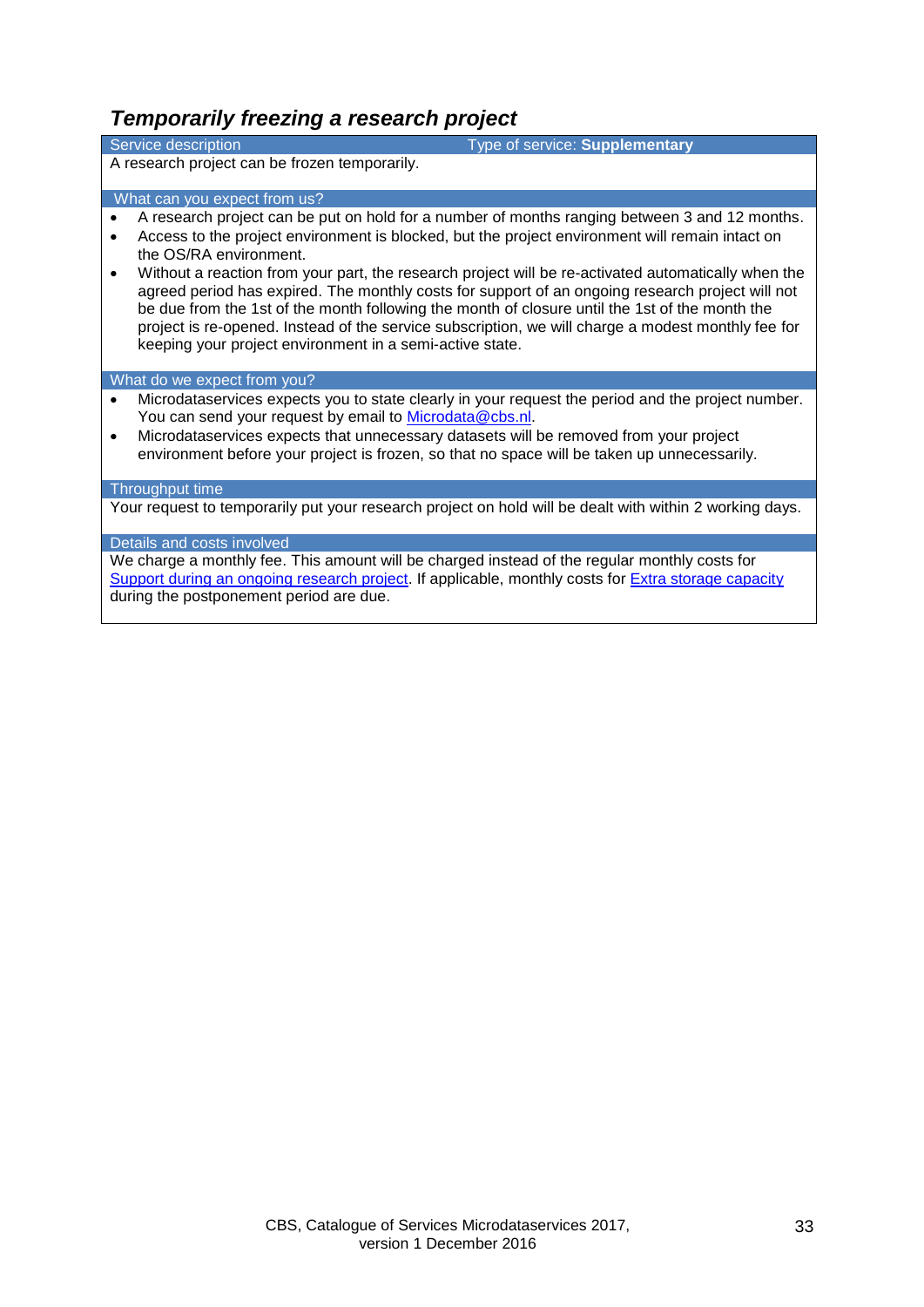## *Temporarily freezing a research project*

**Service description** — Type of service: **Supplementary**

A research project can be frozen temporarily.

**What can you expect from us?**

- A research project can be put on hold for a number of months ranging between 3 and 12 months.
- Access to the project environment is blocked, but the project environment will remain intact on the OS/RA environment.
- Without a reaction from your part, the research project will be re-activated automatically when the agreed period has expired. The monthly costs for support of an ongoing research project will not be due from the 1st of the month following the month of closure until the 1st of the month the project is re-opened. Instead of the service subscription, we will charge a modest monthly fee for keeping your project environment in a semi-active state.

**What do we expect from you?**

- Microdataservices expects you to state clearly in your request the period and the project number. You can send your request by email to Microdata@cbs.nl.
- Microdataservices expects that unnecessary datasets will be removed from your project environment before your project is frozen, so that no space will be taken up unnecessarily.

**Throughput time**

Your request to temporarily put your research project on hold will be dealt with within 2 working days.

**Details and costs involved**

We charge a monthly fee. This amount will be charged instead of the regular monthly costs for Support during an ongoing research project. If applicable, monthly costs for Extra storage capacity during the postponement period are due.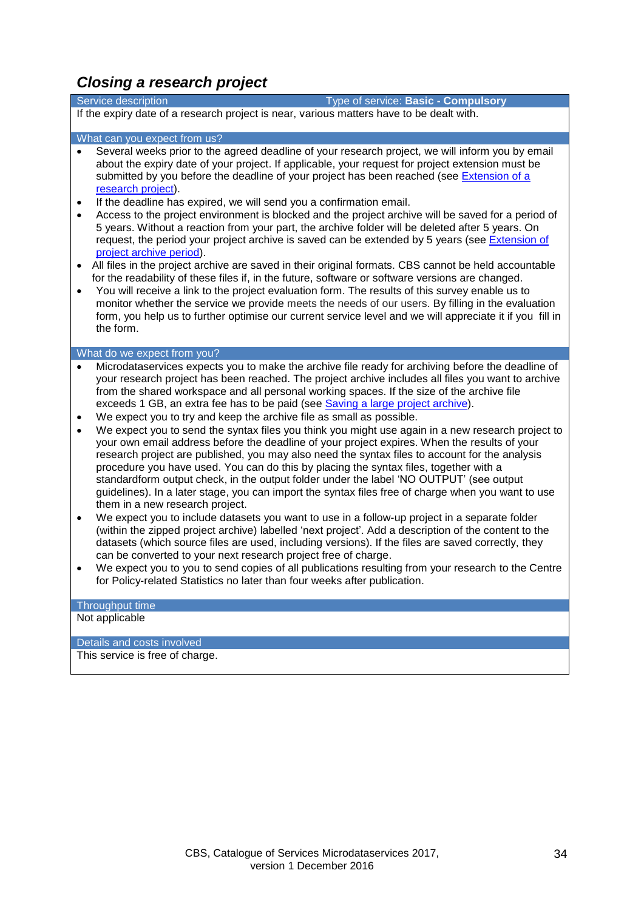## *Closing a research project*

| Service description | Type of service: **Basic - Compulsory** |
|---|---|

If the expiry date of a research project is near, various matters have to be dealt with.

### What can you expect from us?

- Several weeks prior to the agreed deadline of your research project, we will inform you by email about the expiry date of your project. If applicable, your request for project extension must be submitted by you before the deadline of your project has been reached (see Extension of a research project).
- If the deadline has expired, we will send you a confirmation email.
- Access to the project environment is blocked and the project archive will be saved for a period of 5 years. Without a reaction from your part, the archive folder will be deleted after 5 years. On request, the period your project archive is saved can be extended by 5 years (see Extension of project archive period).
- All files in the project archive are saved in their original formats. CBS cannot be held accountable for the readability of these files if, in the future, software or software versions are changed.
- You will receive a link to the project evaluation form. The results of this survey enable us to monitor whether the service we provide meets the needs of our users. By filling in the evaluation form, you help us to further optimise our current service level and we will appreciate it if you fill in the form.

### What do we expect from you?

- Microdataservices expects you to make the archive file ready for archiving before the deadline of your research project has been reached. The project archive includes all files you want to archive from the shared workspace and all personal working spaces. If the size of the archive file exceeds 1 GB, an extra fee has to be paid (see Saving a large project archive).
- We expect you to try and keep the archive file as small as possible.
- We expect you to send the syntax files you think you might use again in a new research project to your own email address before the deadline of your project expires. When the results of your research project are published, you may also need the syntax files to account for the analysis procedure you have used. You can do this by placing the syntax files, together with a standardform output check, in the output folder under the label 'NO OUTPUT' (see output guidelines). In a later stage, you can import the syntax files free of charge when you want to use them in a new research project.
- We expect you to include datasets you want to use in a follow-up project in a separate folder (within the zipped project archive) labelled 'next project'. Add a description of the content to the datasets (which source files are used, including versions). If the files are saved correctly, they can be converted to your next research project free of charge.
- We expect you to you to send copies of all publications resulting from your research to the Centre for Policy-related Statistics no later than four weeks after publication.

### Throughput time

Not applicable

### Details and costs involved

This service is free of charge.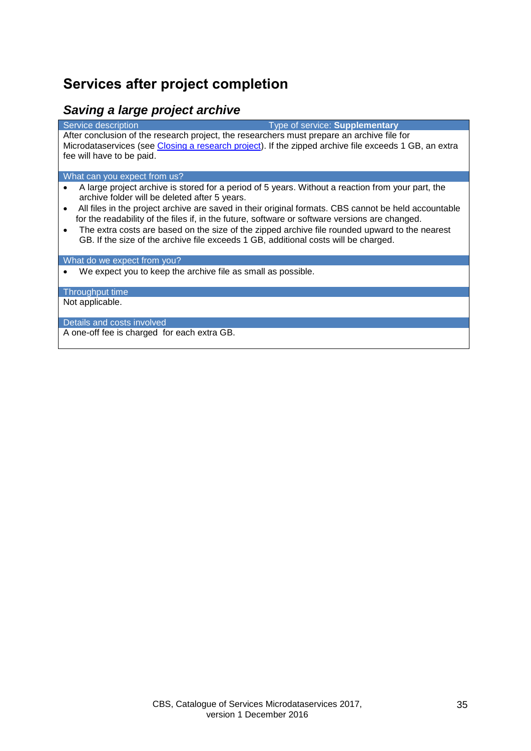## Services after project completion

### *Saving a large project archive*

**Service description** — Type of service: **Supplementary**

After conclusion of the research project, the researchers must prepare an archive file for Microdataservices (see Closing a research project). If the zipped archive file exceeds 1 GB, an extra fee will have to be paid.

**What can you expect from us?**

- A large project archive is stored for a period of 5 years. Without a reaction from your part, the archive folder will be deleted after 5 years.
- All files in the project archive are saved in their original formats. CBS cannot be held accountable for the readability of the files if, in the future, software or software versions are changed.
- The extra costs are based on the size of the zipped archive file rounded upward to the nearest GB. If the size of the archive file exceeds 1 GB, additional costs will be charged.

**What do we expect from you?**

- We expect you to keep the archive file as small as possible.

**Throughput time**

Not applicable.

**Details and costs involved**

A one-off fee is charged for each extra GB.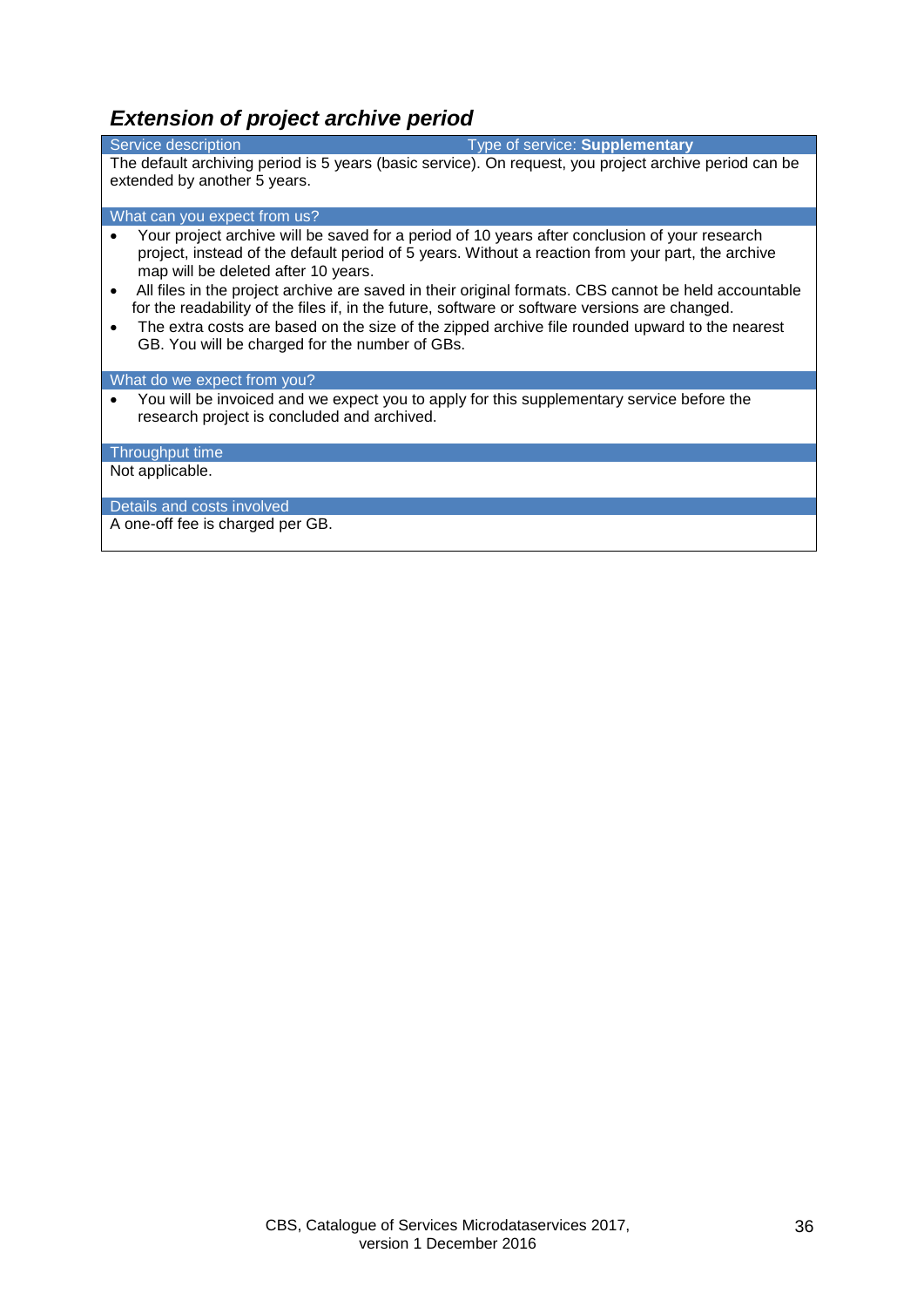## *Extension of project archive period*

**Service description** — Type of service: **Supplementary**

The default archiving period is 5 years (basic service). On request, you project archive period can be extended by another 5 years.

**What can you expect from us?**

- Your project archive will be saved for a period of 10 years after conclusion of your research project, instead of the default period of 5 years. Without a reaction from your part, the archive map will be deleted after 10 years.
- All files in the project archive are saved in their original formats. CBS cannot be held accountable for the readability of the files if, in the future, software or software versions are changed.
- The extra costs are based on the size of the zipped archive file rounded upward to the nearest GB. You will be charged for the number of GBs.

**What do we expect from you?**

- You will be invoiced and we expect you to apply for this supplementary service before the research project is concluded and archived.

**Throughput time**

Not applicable.

**Details and costs involved**

A one-off fee is charged per GB.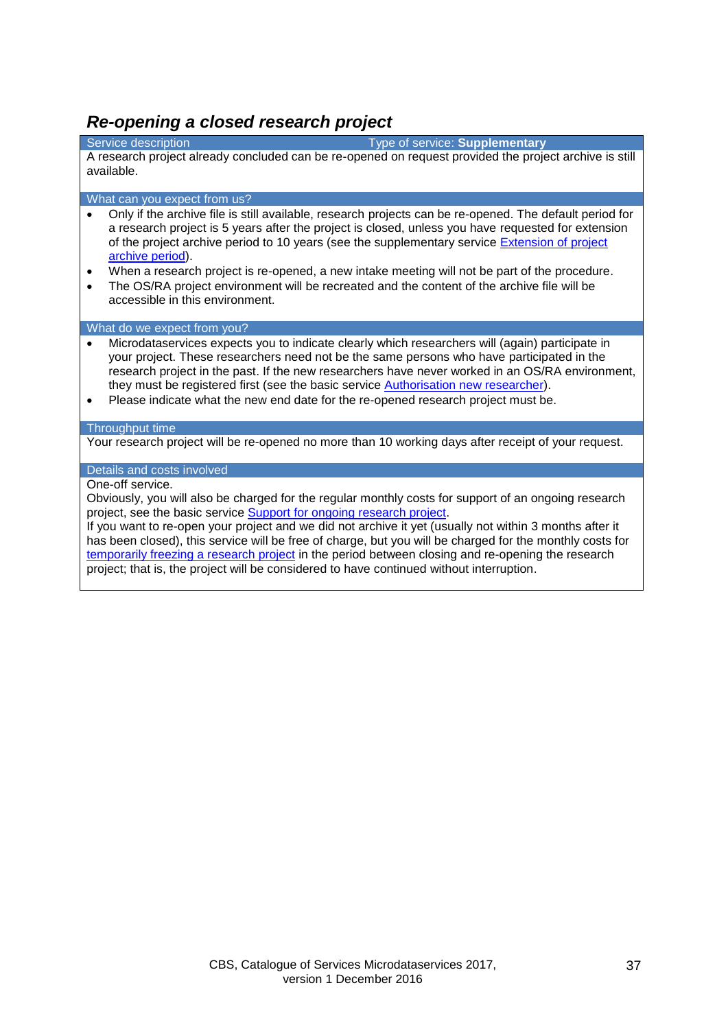## *Re-opening a closed research project*

| Service description | Type of service: **Supplementary** |
|---|---|

A research project already concluded can be re-opened on request provided the project archive is still available.

**What can you expect from us?**

- Only if the archive file is still available, research projects can be re-opened. The default period for a research project is 5 years after the project is closed, unless you have requested for extension of the project archive period to 10 years (see the supplementary service Extension of project archive period).
- When a research project is re-opened, a new intake meeting will not be part of the procedure.
- The OS/RA project environment will be recreated and the content of the archive file will be accessible in this environment.

**What do we expect from you?**

- Microdataservices expects you to indicate clearly which researchers will (again) participate in your project. These researchers need not be the same persons who have participated in the research project in the past. If the new researchers have never worked in an OS/RA environment, they must be registered first (see the basic service Authorisation new researcher).
- Please indicate what the new end date for the re-opened research project must be.

**Throughput time**

Your research project will be re-opened no more than 10 working days after receipt of your request.

**Details and costs involved**

One-off service.
Obviously, you will also be charged for the regular monthly costs for support of an ongoing research project, see the basic service Support for ongoing research project.
If you want to re-open your project and we did not archive it yet (usually not within 3 months after it has been closed), this service will be free of charge, but you will be charged for the monthly costs for temporarily freezing a research project in the period between closing and re-opening the research project; that is, the project will be considered to have continued without interruption.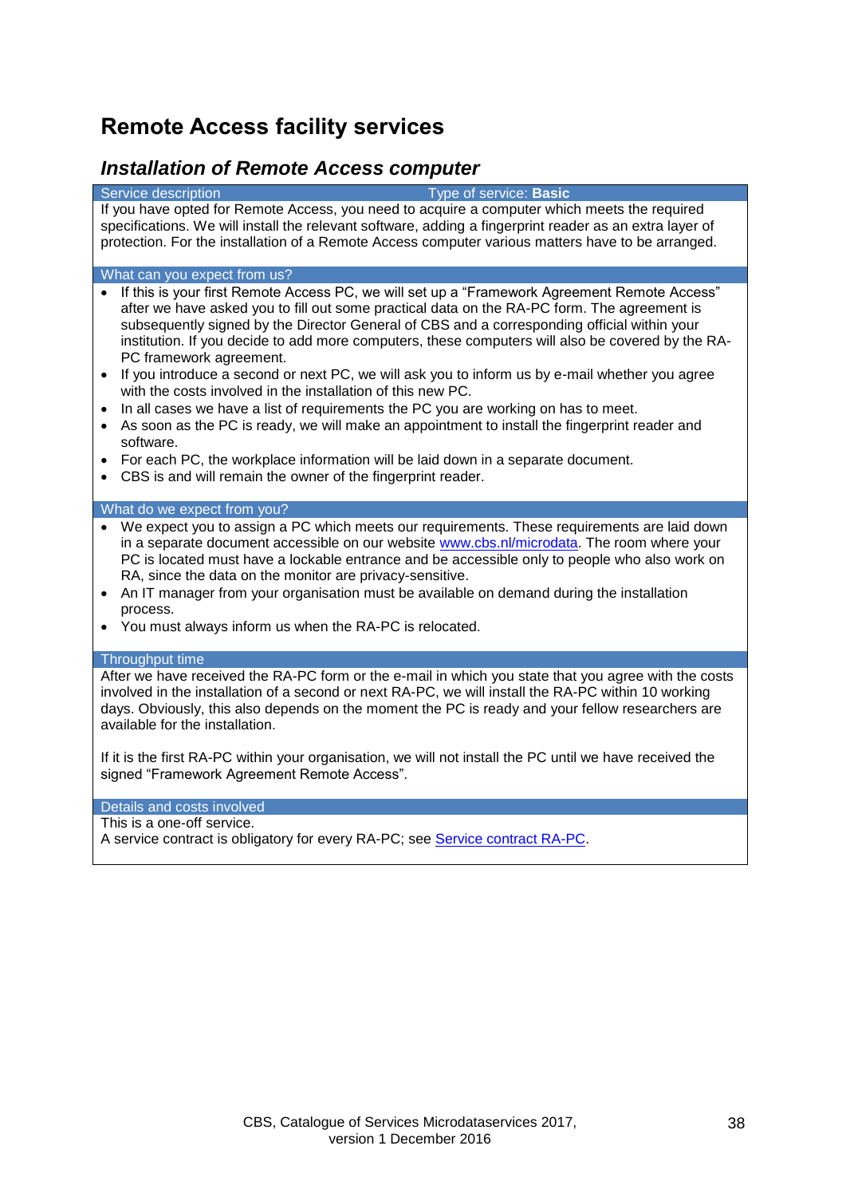# Remote Access facility services

## *Installation of Remote Access computer*

**Service description** — Type of service: **Basic**

If you have opted for Remote Access, you need to acquire a computer which meets the required specifications. We will install the relevant software, adding a fingerprint reader as an extra layer of protection. For the installation of a Remote Access computer various matters have to be arranged.

**What can you expect from us?**

- If this is your first Remote Access PC, we will set up a “Framework Agreement Remote Access” after we have asked you to fill out some practical data on the RA-PC form. The agreement is subsequently signed by the Director General of CBS and a corresponding official within your institution. If you decide to add more computers, these computers will also be covered by the RA-PC framework agreement.
- If you introduce a second or next PC, we will ask you to inform us by e-mail whether you agree with the costs involved in the installation of this new PC.
- In all cases we have a list of requirements the PC you are working on has to meet.
- As soon as the PC is ready, we will make an appointment to install the fingerprint reader and software.
- For each PC, the workplace information will be laid down in a separate document.
- CBS is and will remain the owner of the fingerprint reader.

**What do we expect from you?**

- We expect you to assign a PC which meets our requirements. These requirements are laid down in a separate document accessible on our website www.cbs.nl/microdata. The room where your PC is located must have a lockable entrance and be accessible only to people who also work on RA, since the data on the monitor are privacy-sensitive.
- An IT manager from your organisation must be available on demand during the installation process.
- You must always inform us when the RA-PC is relocated.

**Throughput time**

After we have received the RA-PC form or the e-mail in which you state that you agree with the costs involved in the installation of a second or next RA-PC, we will install the RA-PC within 10 working days. Obviously, this also depends on the moment the PC is ready and your fellow researchers are available for the installation.

If it is the first RA-PC within your organisation, we will not install the PC until we have received the signed “Framework Agreement Remote Access”.

**Details and costs involved**

This is a one-off service.
A service contract is obligatory for every RA-PC; see Service contract RA-PC.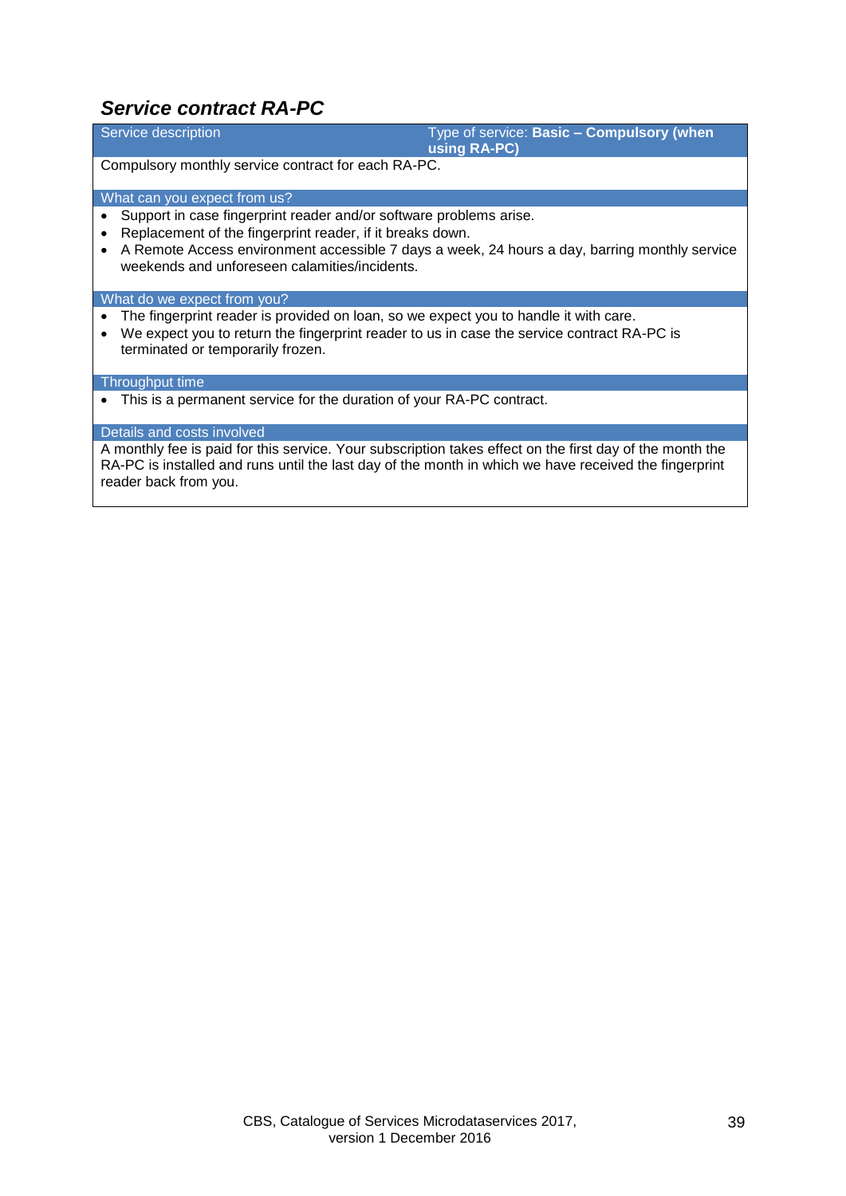## *Service contract RA-PC*

| Service description | Type of service: **Basic – Compulsory (when using RA-PC)** |
|---|---|

Compulsory monthly service contract for each RA-PC.

**What can you expect from us?**

- Support in case fingerprint reader and/or software problems arise.
- Replacement of the fingerprint reader, if it breaks down.
- A Remote Access environment accessible 7 days a week, 24 hours a day, barring monthly service weekends and unforeseen calamities/incidents.

**What do we expect from you?**

- The fingerprint reader is provided on loan, so we expect you to handle it with care.
- We expect you to return the fingerprint reader to us in case the service contract RA-PC is terminated or temporarily frozen.

**Throughput time**

- This is a permanent service for the duration of your RA-PC contract.

**Details and costs involved**

A monthly fee is paid for this service. Your subscription takes effect on the first day of the month the RA-PC is installed and runs until the last day of the month in which we have received the fingerprint reader back from you.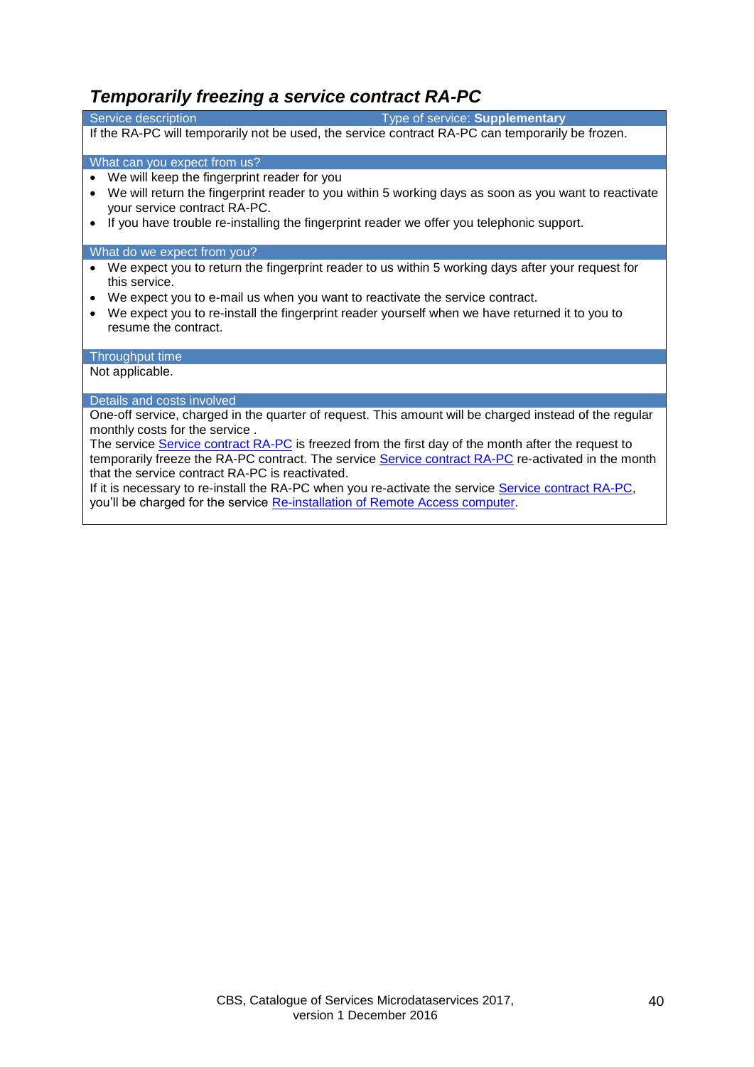### *Temporarily freezing a service contract RA-PC*

**Service description** — Type of service: **Supplementary**

If the RA-PC will temporarily not be used, the service contract RA-PC can temporarily be frozen.

**What can you expect from us?**

- We will keep the fingerprint reader for you
- We will return the fingerprint reader to you within 5 working days as soon as you want to reactivate your service contract RA-PC.
- If you have trouble re-installing the fingerprint reader we offer you telephonic support.

**What do we expect from you?**

- We expect you to return the fingerprint reader to us within 5 working days after your request for this service.
- We expect you to e-mail us when you want to reactivate the service contract.
- We expect you to re-install the fingerprint reader yourself when we have returned it to you to resume the contract.

**Throughput time**

Not applicable.

**Details and costs involved**

One-off service, charged in the quarter of request. This amount will be charged instead of the regular monthly costs for the service .
The service Service contract RA-PC is freezed from the first day of the month after the request to temporarily freeze the RA-PC contract. The service Service contract RA-PC re-activated in the month that the service contract RA-PC is reactivated.
If it is necessary to re-install the RA-PC when you re-activate the service Service contract RA-PC, you'll be charged for the service Re-installation of Remote Access computer.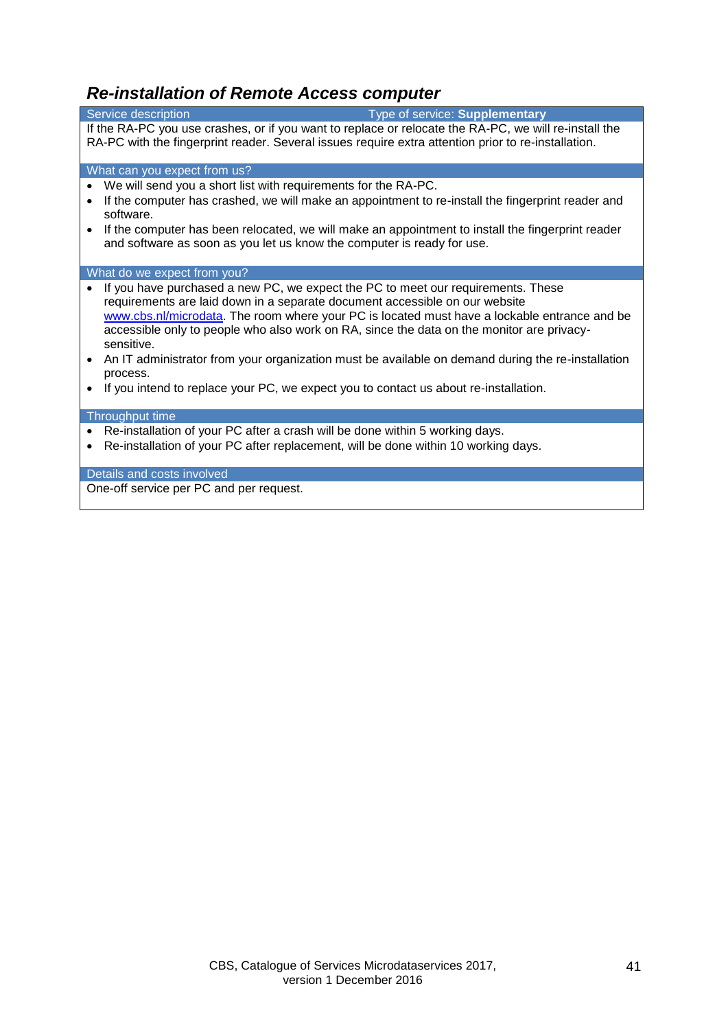## *Re-installation of Remote Access computer*

**Service description** — Type of service: **Supplementary**

If the RA-PC you use crashes, or if you want to replace or relocate the RA-PC, we will re-install the RA-PC with the fingerprint reader. Several issues require extra attention prior to re-installation.

**What can you expect from us?**

- We will send you a short list with requirements for the RA-PC.
- If the computer has crashed, we will make an appointment to re-install the fingerprint reader and software.
- If the computer has been relocated, we will make an appointment to install the fingerprint reader and software as soon as you let us know the computer is ready for use.

**What do we expect from you?**

- If you have purchased a new PC, we expect the PC to meet our requirements. These requirements are laid down in a separate document accessible on our website www.cbs.nl/microdata. The room where your PC is located must have a lockable entrance and be accessible only to people who also work on RA, since the data on the monitor are privacy-sensitive.
- An IT administrator from your organization must be available on demand during the re-installation process.
- If you intend to replace your PC, we expect you to contact us about re-installation.

**Throughput time**

- Re-installation of your PC after a crash will be done within 5 working days.
- Re-installation of your PC after replacement, will be done within 10 working days.

**Details and costs involved**

One-off service per PC and per request.